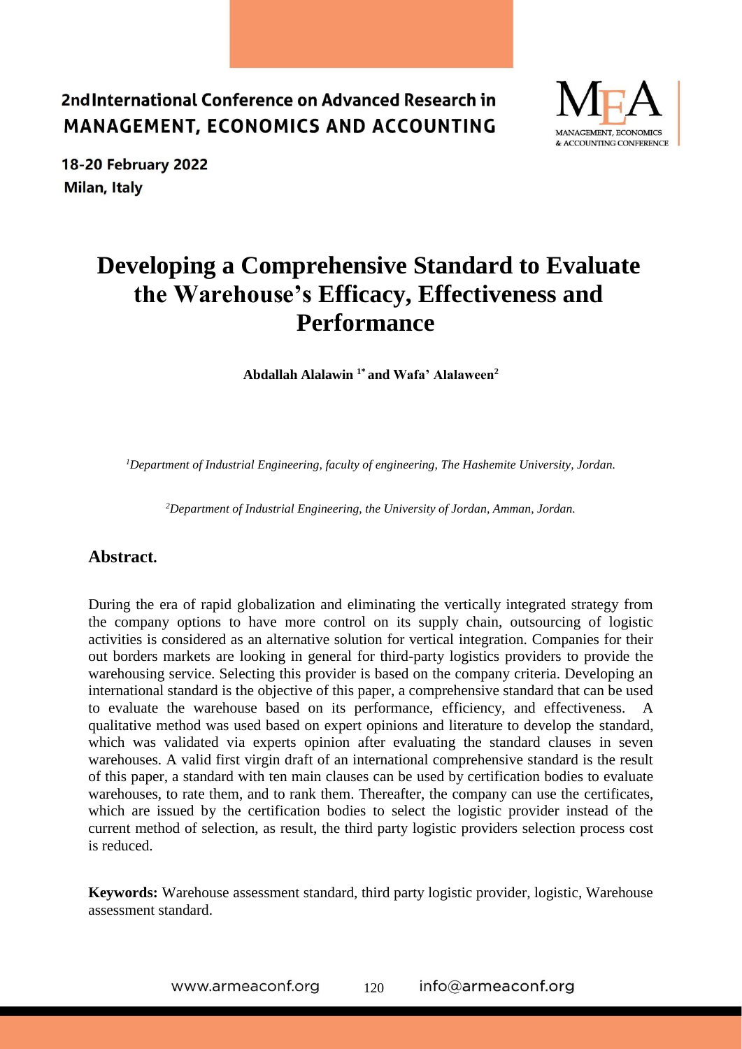# Developing a Comprehensive Standard to Evaluate the Warehouse's Efficacy, Effectiveness and Performance

**Abdallah Alalawin [1*] and Wafa' Alalaween[2]**

*[1]Department of Industrial Engineering, faculty of engineering, The Hashemite University, Jordan.*

*[2]Department of Industrial Engineering, the University of Jordan, Amman, Jordan.*

## Abstract.

During the era of rapid globalization and eliminating the vertically integrated strategy from the company options to have more control on its supply chain, outsourcing of logistic activities is considered as an alternative solution for vertical integration. Companies for their out borders markets are looking in general for third-party logistics providers to provide the warehousing service. Selecting this provider is based on the company criteria. Developing an international standard is the objective of this paper, a comprehensive standard that can be used to evaluate the warehouse based on its performance, efficiency, and effectiveness. A qualitative method was used based on expert opinions and literature to develop the standard, which was validated via experts opinion after evaluating the standard clauses in seven warehouses. A valid first virgin draft of an international comprehensive standard is the result of this paper, a standard with ten main clauses can be used by certification bodies to evaluate warehouses, to rate them, and to rank them. Thereafter, the company can use the certificates, which are issued by the certification bodies to select the logistic provider instead of the current method of selection, as result, the third party logistic providers selection process cost is reduced.

**Keywords:** Warehouse assessment standard, third party logistic provider, logistic, Warehouse assessment standard.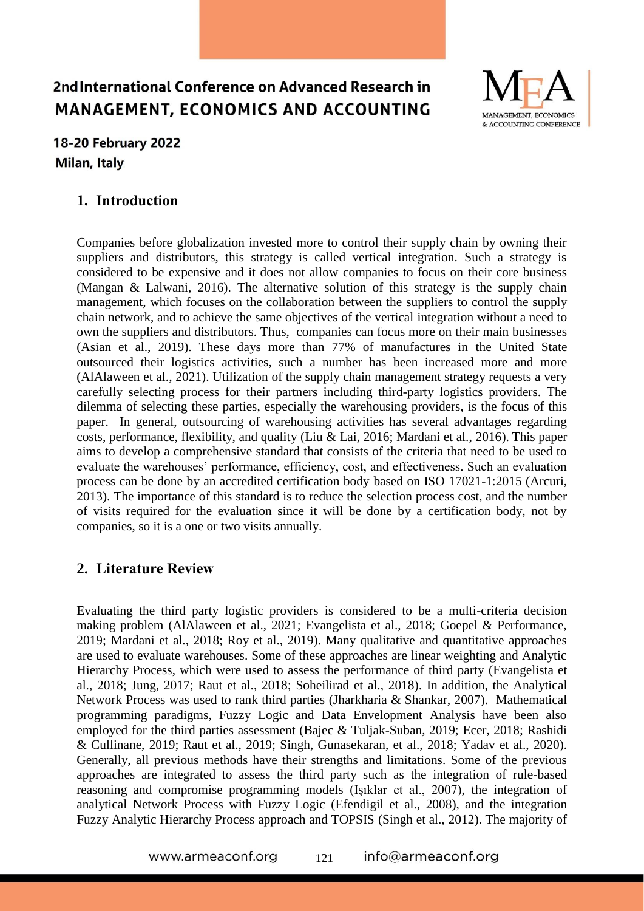## 1. Introduction

Companies before globalization invested more to control their supply chain by owning their suppliers and distributors, this strategy is called vertical integration. Such a strategy is considered to be expensive and it does not allow companies to focus on their core business (Mangan & Lalwani, 2016). The alternative solution of this strategy is the supply chain management, which focuses on the collaboration between the suppliers to control the supply chain network, and to achieve the same objectives of the vertical integration without a need to own the suppliers and distributors. Thus, companies can focus more on their main businesses (Asian et al., 2019). These days more than 77% of manufactures in the United State outsourced their logistics activities, such a number has been increased more and more (AlAlaween et al., 2021). Utilization of the supply chain management strategy requests a very carefully selecting process for their partners including third-party logistics providers. The dilemma of selecting these parties, especially the warehousing providers, is the focus of this paper. In general, outsourcing of warehousing activities has several advantages regarding costs, performance, flexibility, and quality (Liu & Lai, 2016; Mardani et al., 2016). This paper aims to develop a comprehensive standard that consists of the criteria that need to be used to evaluate the warehouses' performance, efficiency, cost, and effectiveness. Such an evaluation process can be done by an accredited certification body based on ISO 17021-1:2015 (Arcuri, 2013). The importance of this standard is to reduce the selection process cost, and the number of visits required for the evaluation since it will be done by a certification body, not by companies, so it is a one or two visits annually.

## 2. Literature Review

Evaluating the third party logistic providers is considered to be a multi-criteria decision making problem (AlAlaween et al., 2021; Evangelista et al., 2018; Goepel & Performance, 2019; Mardani et al., 2018; Roy et al., 2019). Many qualitative and quantitative approaches are used to evaluate warehouses. Some of these approaches are linear weighting and Analytic Hierarchy Process, which were used to assess the performance of third party (Evangelista et al., 2018; Jung, 2017; Raut et al., 2018; Soheilirad et al., 2018). In addition, the Analytical Network Process was used to rank third parties (Jharkharia & Shankar, 2007). Mathematical programming paradigms, Fuzzy Logic and Data Envelopment Analysis have been also employed for the third parties assessment (Bajec & Tuljak-Suban, 2019; Ecer, 2018; Rashidi & Cullinane, 2019; Raut et al., 2019; Singh, Gunasekaran, et al., 2018; Yadav et al., 2020). Generally, all previous methods have their strengths and limitations. Some of the previous approaches are integrated to assess the third party such as the integration of rule-based reasoning and compromise programming models (Işıklar et al., 2007), the integration of analytical Network Process with Fuzzy Logic (Efendigil et al., 2008), and the integration Fuzzy Analytic Hierarchy Process approach and TOPSIS (Singh et al., 2012). The majority of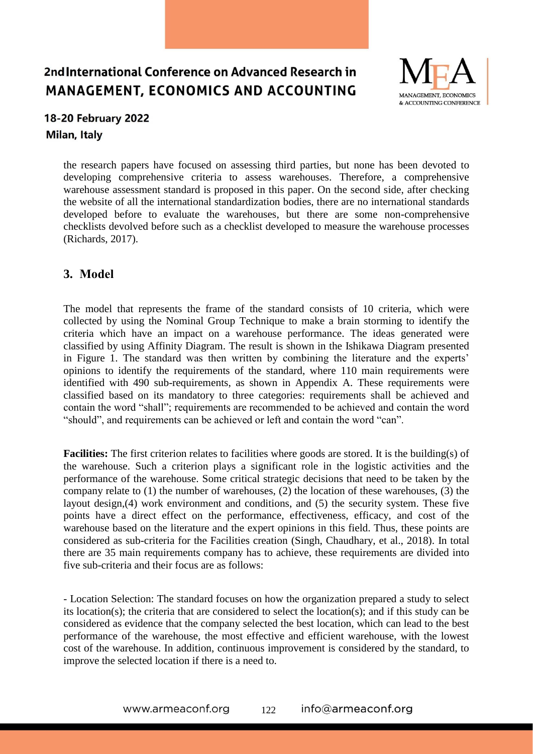the research papers have focused on assessing third parties, but none has been devoted to developing comprehensive criteria to assess warehouses. Therefore, a comprehensive warehouse assessment standard is proposed in this paper. On the second side, after checking the website of all the international standardization bodies, there are no international standards developed before to evaluate the warehouses, but there are some non-comprehensive checklists devolved before such as a checklist developed to measure the warehouse processes (Richards, 2017).

## 3. Model

The model that represents the frame of the standard consists of 10 criteria, which were collected by using the Nominal Group Technique to make a brain storming to identify the criteria which have an impact on a warehouse performance. The ideas generated were classified by using Affinity Diagram. The result is shown in the Ishikawa Diagram presented in Figure 1. The standard was then written by combining the literature and the experts' opinions to identify the requirements of the standard, where 110 main requirements were identified with 490 sub-requirements, as shown in Appendix A. These requirements were classified based on its mandatory to three categories: requirements shall be achieved and contain the word "shall"; requirements are recommended to be achieved and contain the word "should", and requirements can be achieved or left and contain the word "can".

**Facilities:** The first criterion relates to facilities where goods are stored. It is the building(s) of the warehouse. Such a criterion plays a significant role in the logistic activities and the performance of the warehouse. Some critical strategic decisions that need to be taken by the company relate to (1) the number of warehouses, (2) the location of these warehouses, (3) the layout design,(4) work environment and conditions, and (5) the security system. These five points have a direct effect on the performance, effectiveness, efficacy, and cost of the warehouse based on the literature and the expert opinions in this field. Thus, these points are considered as sub-criteria for the Facilities creation (Singh, Chaudhary, et al., 2018). In total there are 35 main requirements company has to achieve, these requirements are divided into five sub-criteria and their focus are as follows:

- Location Selection: The standard focuses on how the organization prepared a study to select its location(s); the criteria that are considered to select the location(s); and if this study can be considered as evidence that the company selected the best location, which can lead to the best performance of the warehouse, the most effective and efficient warehouse, with the lowest cost of the warehouse. In addition, continuous improvement is considered by the standard, to improve the selected location if there is a need to.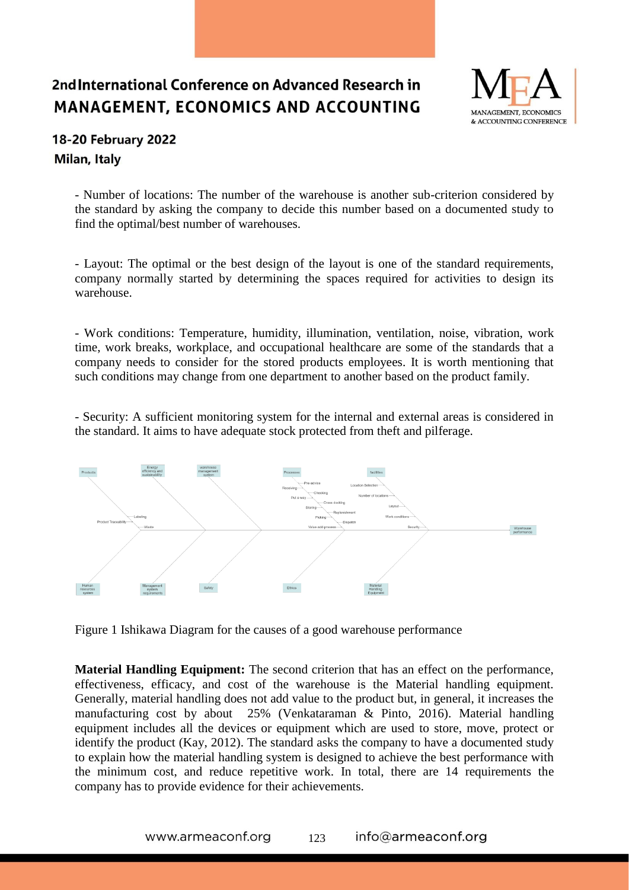- Number of locations: The number of the warehouse is another sub-criterion considered by the standard by asking the company to decide this number based on a documented study to find the optimal/best number of warehouses.

- Layout: The optimal or the best design of the layout is one of the standard requirements, company normally started by determining the spaces required for activities to design its warehouse.

- Work conditions: Temperature, humidity, illumination, ventilation, noise, vibration, work time, work breaks, workplace, and occupational healthcare are some of the standards that a company needs to consider for the stored products employees. It is worth mentioning that such conditions may change from one department to another based on the product family.

- Security: A sufficient monitoring system for the internal and external areas is considered in the standard. It aims to have adequate stock protected from theft and pilferage.

Figure 1 Ishikawa Diagram for the causes of a good warehouse performance

**Material Handling Equipment:** The second criterion that has an effect on the performance, effectiveness, efficacy, and cost of the warehouse is the Material handling equipment. Generally, material handling does not add value to the product but, in general, it increases the manufacturing cost by about 25% (Venkataraman & Pinto, 2016). Material handling equipment includes all the devices or equipment which are used to store, move, protect or identify the product (Kay, 2012). The standard asks the company to have a documented study to explain how the material handling system is designed to achieve the best performance with the minimum cost, and reduce repetitive work. In total, there are 14 requirements the company has to provide evidence for their achievements.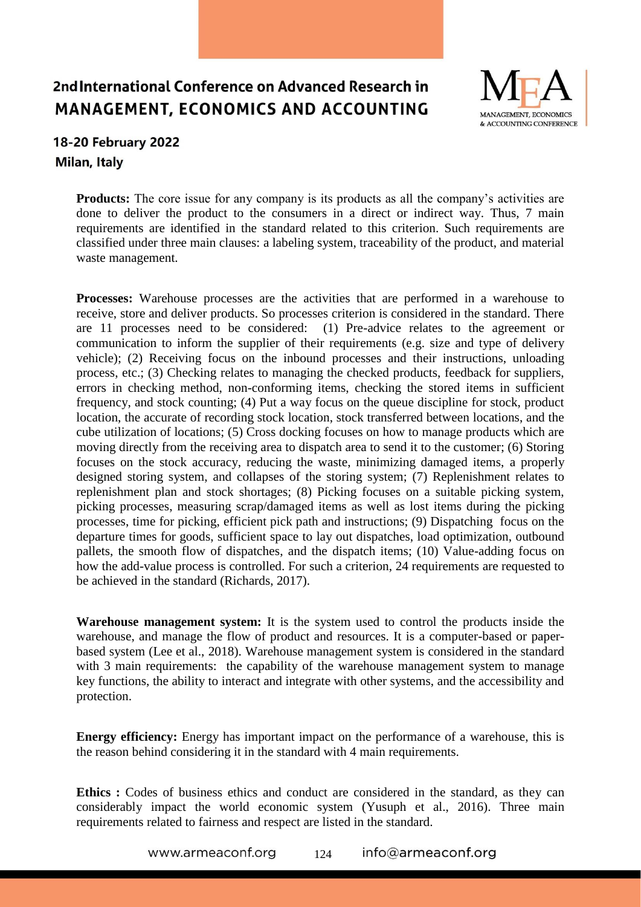**Products:** The core issue for any company is its products as all the company's activities are done to deliver the product to the consumers in a direct or indirect way. Thus, 7 main requirements are identified in the standard related to this criterion. Such requirements are classified under three main clauses: a labeling system, traceability of the product, and material waste management.

**Processes:** Warehouse processes are the activities that are performed in a warehouse to receive, store and deliver products. So processes criterion is considered in the standard. There are 11 processes need to be considered: (1) Pre-advice relates to the agreement or communication to inform the supplier of their requirements (e.g. size and type of delivery vehicle); (2) Receiving focus on the inbound processes and their instructions, unloading process, etc.; (3) Checking relates to managing the checked products, feedback for suppliers, errors in checking method, non-conforming items, checking the stored items in sufficient frequency, and stock counting; (4) Put a way focus on the queue discipline for stock, product location, the accurate of recording stock location, stock transferred between locations, and the cube utilization of locations; (5) Cross docking focuses on how to manage products which are moving directly from the receiving area to dispatch area to send it to the customer; (6) Storing focuses on the stock accuracy, reducing the waste, minimizing damaged items, a properly designed storing system, and collapses of the storing system; (7) Replenishment relates to replenishment plan and stock shortages; (8) Picking focuses on a suitable picking system, picking processes, measuring scrap/damaged items as well as lost items during the picking processes, time for picking, efficient pick path and instructions; (9) Dispatching focus on the departure times for goods, sufficient space to lay out dispatches, load optimization, outbound pallets, the smooth flow of dispatches, and the dispatch items; (10) Value-adding focus on how the add-value process is controlled. For such a criterion, 24 requirements are requested to be achieved in the standard (Richards, 2017).

**Warehouse management system:** It is the system used to control the products inside the warehouse, and manage the flow of product and resources. It is a computer-based or paper-based system (Lee et al., 2018). Warehouse management system is considered in the standard with 3 main requirements: the capability of the warehouse management system to manage key functions, the ability to interact and integrate with other systems, and the accessibility and protection.

**Energy efficiency:** Energy has important impact on the performance of a warehouse, this is the reason behind considering it in the standard with 4 main requirements.

**Ethics :** Codes of business ethics and conduct are considered in the standard, as they can considerably impact the world economic system (Yusuph et al., 2016). Three main requirements related to fairness and respect are listed in the standard.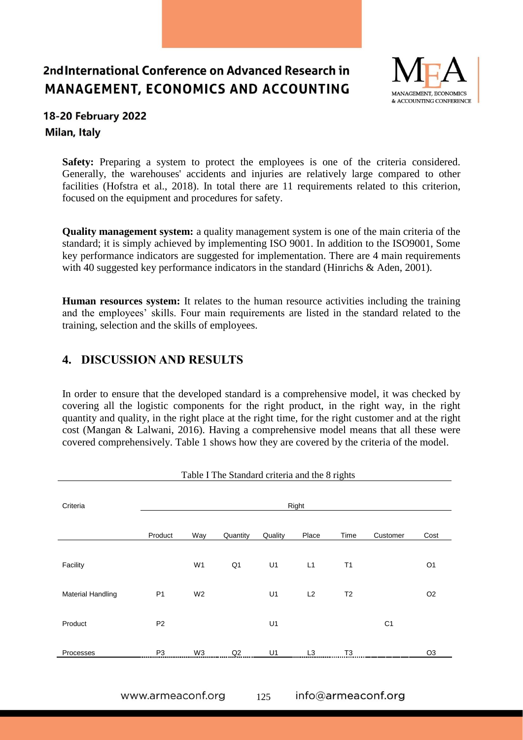**Safety:** Preparing a system to protect the employees is one of the criteria considered. Generally, the warehouses' accidents and injuries are relatively large compared to other facilities (Hofstra et al., 2018). In total there are 11 requirements related to this criterion, focused on the equipment and procedures for safety.

**Quality management system:** a quality management system is one of the main criteria of the standard; it is simply achieved by implementing ISO 9001. In addition to the ISO9001, Some key performance indicators are suggested for implementation. There are 4 main requirements with 40 suggested key performance indicators in the standard (Hinrichs & Aden, 2001).

**Human resources system:** It relates to the human resource activities including the training and the employees' skills. Four main requirements are listed in the standard related to the training, selection and the skills of employees.

## 4. DISCUSSION AND RESULTS

In order to ensure that the developed standard is a comprehensive model, it was checked by covering all the logistic components for the right product, in the right way, in the right quantity and quality, in the right place at the right time, for the right customer and at the right cost (Mangan & Lalwani, 2016). Having a comprehensive model means that all these were covered comprehensively. Table 1 shows how they are covered by the criteria of the model.

Table I The Standard criteria and the 8 rights

| Criteria | Right | | | | | | | |
|---|---|---|---|---|---|---|---|---|
| | Product | Way | Quantity | Quality | Place | Time | Customer | Cost |
| Facility | | W1 | Q1 | U1 | L1 | T1 | | O1 |
| Material Handling | P1 | W2 | | U1 | L2 | T2 | | O2 |
| Product | P2 | | | U1 | | | C1 | |
| Processes | P3 | W3 | Q2 | U1 | L3 | T3 | | O3 |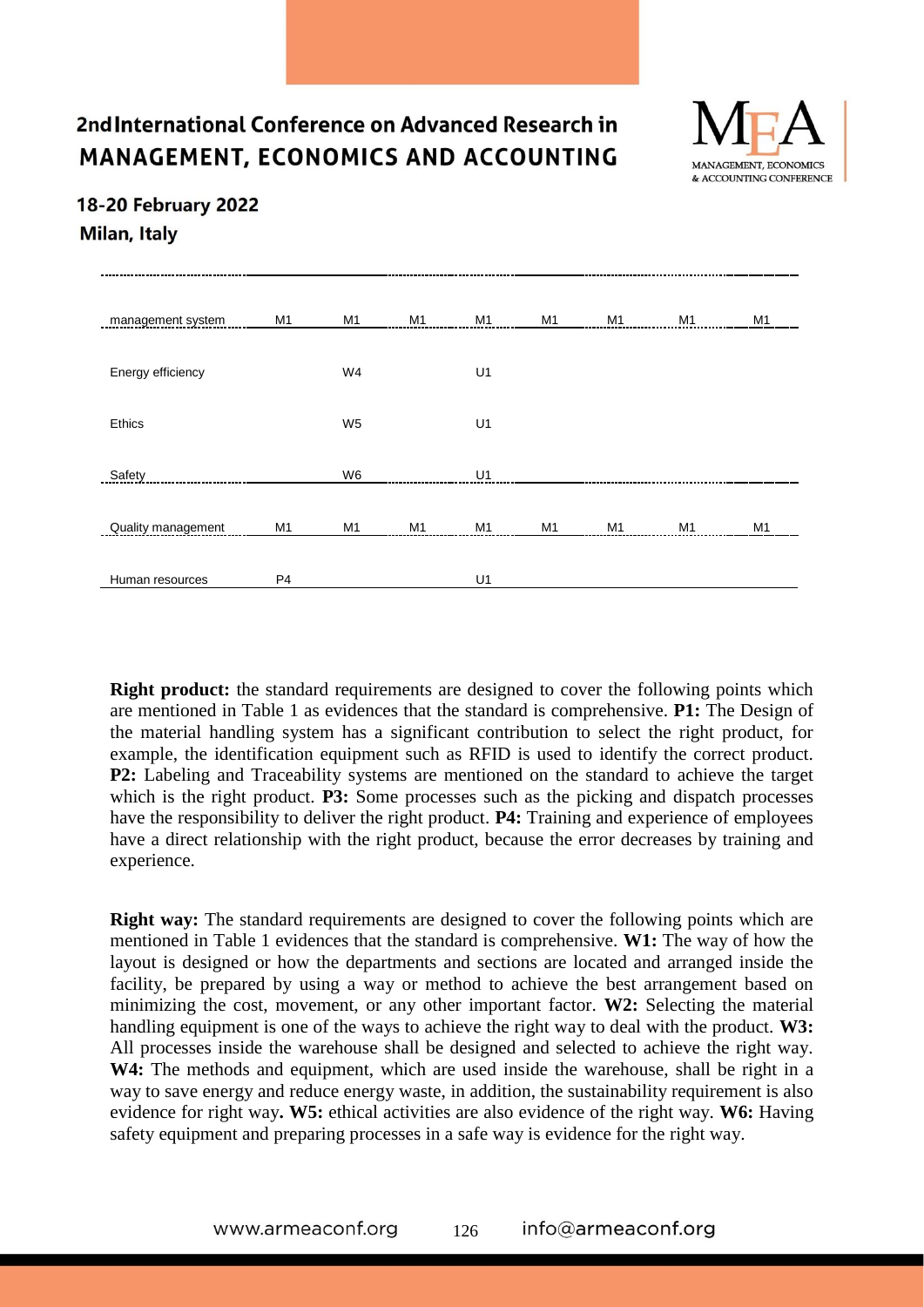| | | | | | | | | |
|---|---|---|---|---|---|---|---|---|
| management system | M1 | M1 | M1 | M1 | M1 | M1 | M1 | M1 |
| Energy efficiency | | W4 | | U1 | | | | |
| Ethics | | W5 | | U1 | | | | |
| Safety | | W6 | | U1 | | | | |
| Quality management | M1 | M1 | M1 | M1 | M1 | M1 | M1 | M1 |
| Human resources | P4 | | | U1 | | | | |

**Right product:** the standard requirements are designed to cover the following points which are mentioned in Table 1 as evidences that the standard is comprehensive. **P1:** The Design of the material handling system has a significant contribution to select the right product, for example, the identification equipment such as RFID is used to identify the correct product. **P2:** Labeling and Traceability systems are mentioned on the standard to achieve the target which is the right product. **P3:** Some processes such as the picking and dispatch processes have the responsibility to deliver the right product. **P4:** Training and experience of employees have a direct relationship with the right product, because the error decreases by training and experience.

**Right way:** The standard requirements are designed to cover the following points which are mentioned in Table 1 evidences that the standard is comprehensive. **W1:** The way of how the layout is designed or how the departments and sections are located and arranged inside the facility, be prepared by using a way or method to achieve the best arrangement based on minimizing the cost, movement, or any other important factor. **W2:** Selecting the material handling equipment is one of the ways to achieve the right way to deal with the product. **W3:** All processes inside the warehouse shall be designed and selected to achieve the right way. **W4:** The methods and equipment, which are used inside the warehouse, shall be right in a way to save energy and reduce energy waste, in addition, the sustainability requirement is also evidence for right way**. W5:** ethical activities are also evidence of the right way. **W6:** Having safety equipment and preparing processes in a safe way is evidence for the right way.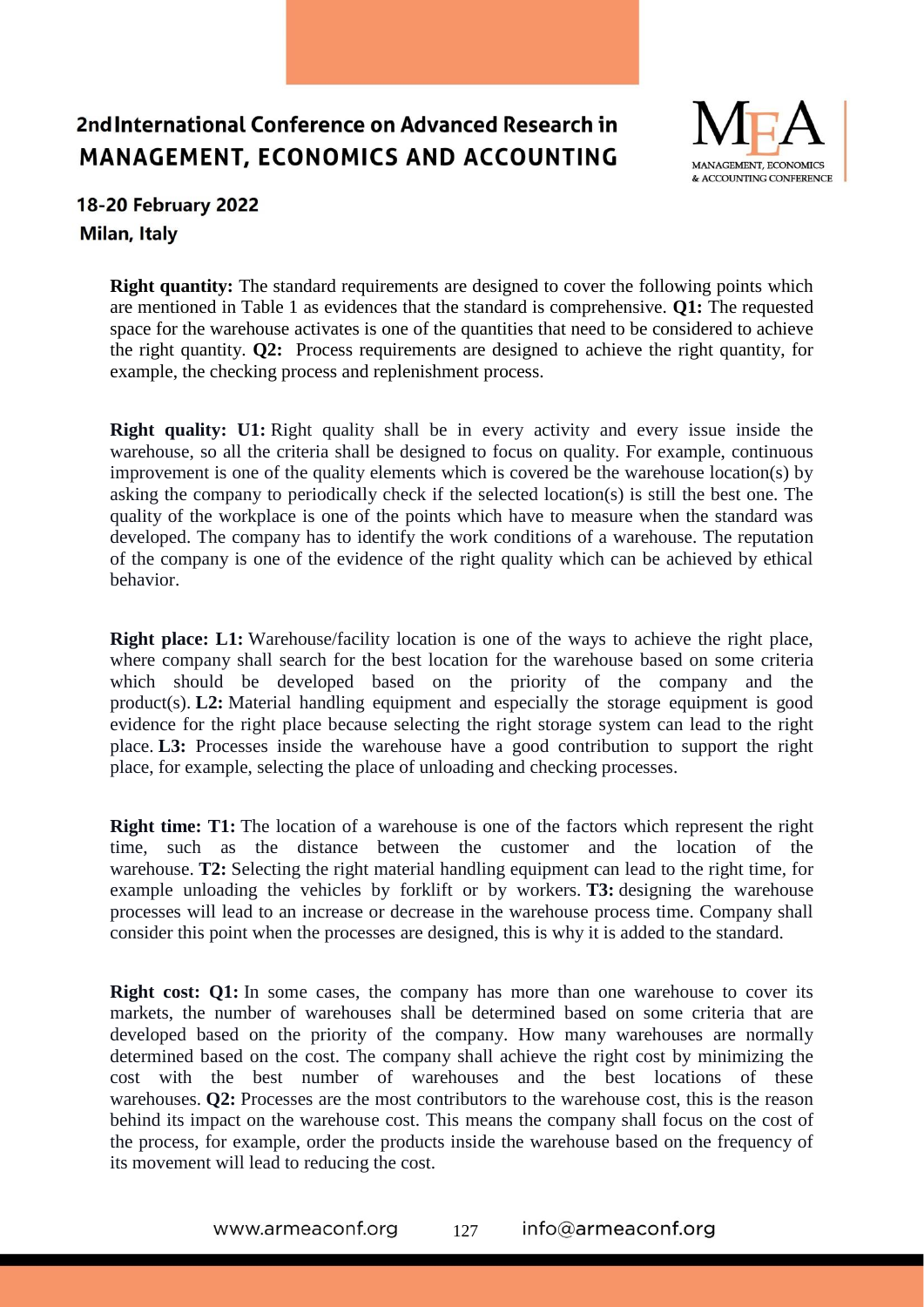**Right quantity:** The standard requirements are designed to cover the following points which are mentioned in Table 1 as evidences that the standard is comprehensive. **Q1:** The requested space for the warehouse activates is one of the quantities that need to be considered to achieve the right quantity. **Q2:** Process requirements are designed to achieve the right quantity, for example, the checking process and replenishment process.

**Right quality: U1:** Right quality shall be in every activity and every issue inside the warehouse, so all the criteria shall be designed to focus on quality. For example, continuous improvement is one of the quality elements which is covered be the warehouse location(s) by asking the company to periodically check if the selected location(s) is still the best one. The quality of the workplace is one of the points which have to measure when the standard was developed. The company has to identify the work conditions of a warehouse. The reputation of the company is one of the evidence of the right quality which can be achieved by ethical behavior.

**Right place: L1:** Warehouse/facility location is one of the ways to achieve the right place, where company shall search for the best location for the warehouse based on some criteria which should be developed based on the priority of the company and the product(s). **L2:** Material handling equipment and especially the storage equipment is good evidence for the right place because selecting the right storage system can lead to the right place. **L3:** Processes inside the warehouse have a good contribution to support the right place, for example, selecting the place of unloading and checking processes.

**Right time: T1:** The location of a warehouse is one of the factors which represent the right time, such as the distance between the customer and the location of the warehouse. **T2:** Selecting the right material handling equipment can lead to the right time, for example unloading the vehicles by forklift or by workers. **T3:** designing the warehouse processes will lead to an increase or decrease in the warehouse process time. Company shall consider this point when the processes are designed, this is why it is added to the standard.

**Right cost: Q1:** In some cases, the company has more than one warehouse to cover its markets, the number of warehouses shall be determined based on some criteria that are developed based on the priority of the company. How many warehouses are normally determined based on the cost. The company shall achieve the right cost by minimizing the cost with the best number of warehouses and the best locations of these warehouses. **Q2:** Processes are the most contributors to the warehouse cost, this is the reason behind its impact on the warehouse cost. This means the company shall focus on the cost of the process, for example, order the products inside the warehouse based on the frequency of its movement will lead to reducing the cost.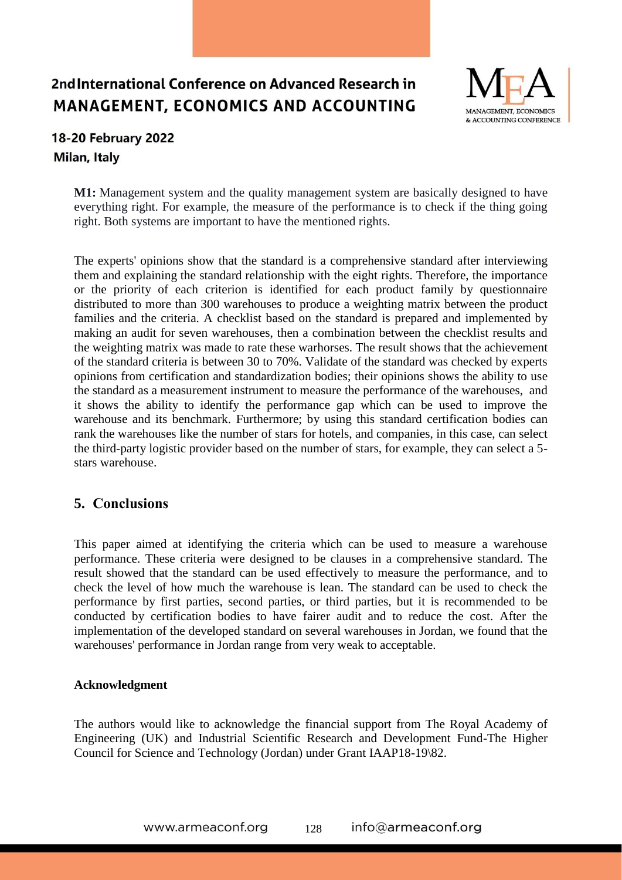**M1:** Management system and the quality management system are basically designed to have everything right. For example, the measure of the performance is to check if the thing going right. Both systems are important to have the mentioned rights.

The experts' opinions show that the standard is a comprehensive standard after interviewing them and explaining the standard relationship with the eight rights. Therefore, the importance or the priority of each criterion is identified for each product family by questionnaire distributed to more than 300 warehouses to produce a weighting matrix between the product families and the criteria. A checklist based on the standard is prepared and implemented by making an audit for seven warehouses, then a combination between the checklist results and the weighting matrix was made to rate these warhorses. The result shows that the achievement of the standard criteria is between 30 to 70%. Validate of the standard was checked by experts opinions from certification and standardization bodies; their opinions shows the ability to use the standard as a measurement instrument to measure the performance of the warehouses, and it shows the ability to identify the performance gap which can be used to improve the warehouse and its benchmark. Furthermore; by using this standard certification bodies can rank the warehouses like the number of stars for hotels, and companies, in this case, can select the third-party logistic provider based on the number of stars, for example, they can select a 5-stars warehouse.

## 5. Conclusions

This paper aimed at identifying the criteria which can be used to measure a warehouse performance. These criteria were designed to be clauses in a comprehensive standard. The result showed that the standard can be used effectively to measure the performance, and to check the level of how much the warehouse is lean. The standard can be used to check the performance by first parties, second parties, or third parties, but it is recommended to be conducted by certification bodies to have fairer audit and to reduce the cost. After the implementation of the developed standard on several warehouses in Jordan, we found that the warehouses' performance in Jordan range from very weak to acceptable.

**Acknowledgment**

The authors would like to acknowledge the financial support from The Royal Academy of Engineering (UK) and Industrial Scientific Research and Development Fund-The Higher Council for Science and Technology (Jordan) under Grant IAAP18-19\82.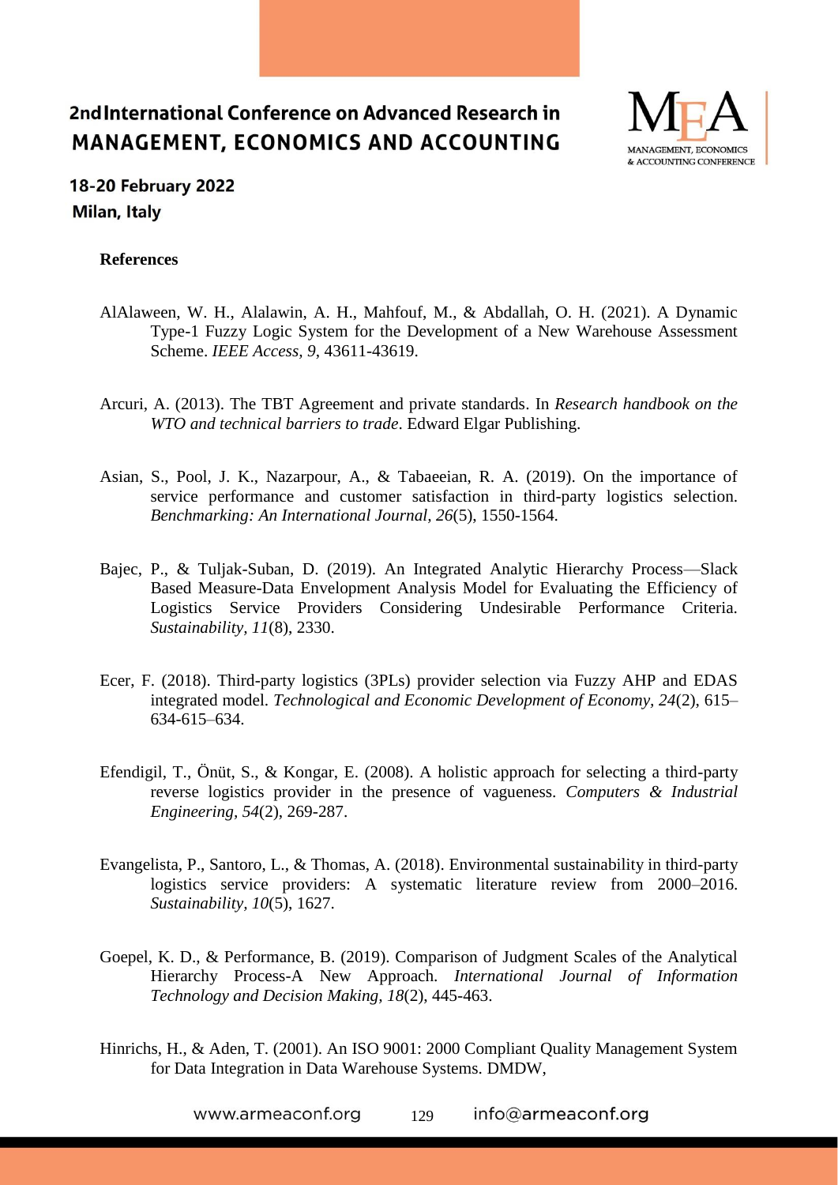**References**

AlAlaween, W. H., Alalawin, A. H., Mahfouf, M., & Abdallah, O. H. (2021). A Dynamic Type-1 Fuzzy Logic System for the Development of a New Warehouse Assessment Scheme. *IEEE Access, 9*, 43611-43619.

Arcuri, A. (2013). The TBT Agreement and private standards. In *Research handbook on the WTO and technical barriers to trade*. Edward Elgar Publishing.

Asian, S., Pool, J. K., Nazarpour, A., & Tabaeeian, R. A. (2019). On the importance of service performance and customer satisfaction in third-party logistics selection. *Benchmarking: An International Journal, 26*(5), 1550-1564.

Bajec, P., & Tuljak-Suban, D. (2019). An Integrated Analytic Hierarchy Process—Slack Based Measure-Data Envelopment Analysis Model for Evaluating the Efficiency of Logistics Service Providers Considering Undesirable Performance Criteria. *Sustainability, 11*(8), 2330.

Ecer, F. (2018). Third-party logistics (3PLs) provider selection via Fuzzy AHP and EDAS integrated model. *Technological and Economic Development of Economy, 24*(2), 615–634-615–634.

Efendigil, T., Önüt, S., & Kongar, E. (2008). A holistic approach for selecting a third-party reverse logistics provider in the presence of vagueness. *Computers & Industrial Engineering, 54*(2), 269-287.

Evangelista, P., Santoro, L., & Thomas, A. (2018). Environmental sustainability in third-party logistics service providers: A systematic literature review from 2000–2016. *Sustainability, 10*(5), 1627.

Goepel, K. D., & Performance, B. (2019). Comparison of Judgment Scales of the Analytical Hierarchy Process-A New Approach. *International Journal of Information Technology and Decision Making, 18*(2), 445-463.

Hinrichs, H., & Aden, T. (2001). An ISO 9001: 2000 Compliant Quality Management System for Data Integration in Data Warehouse Systems. DMDW,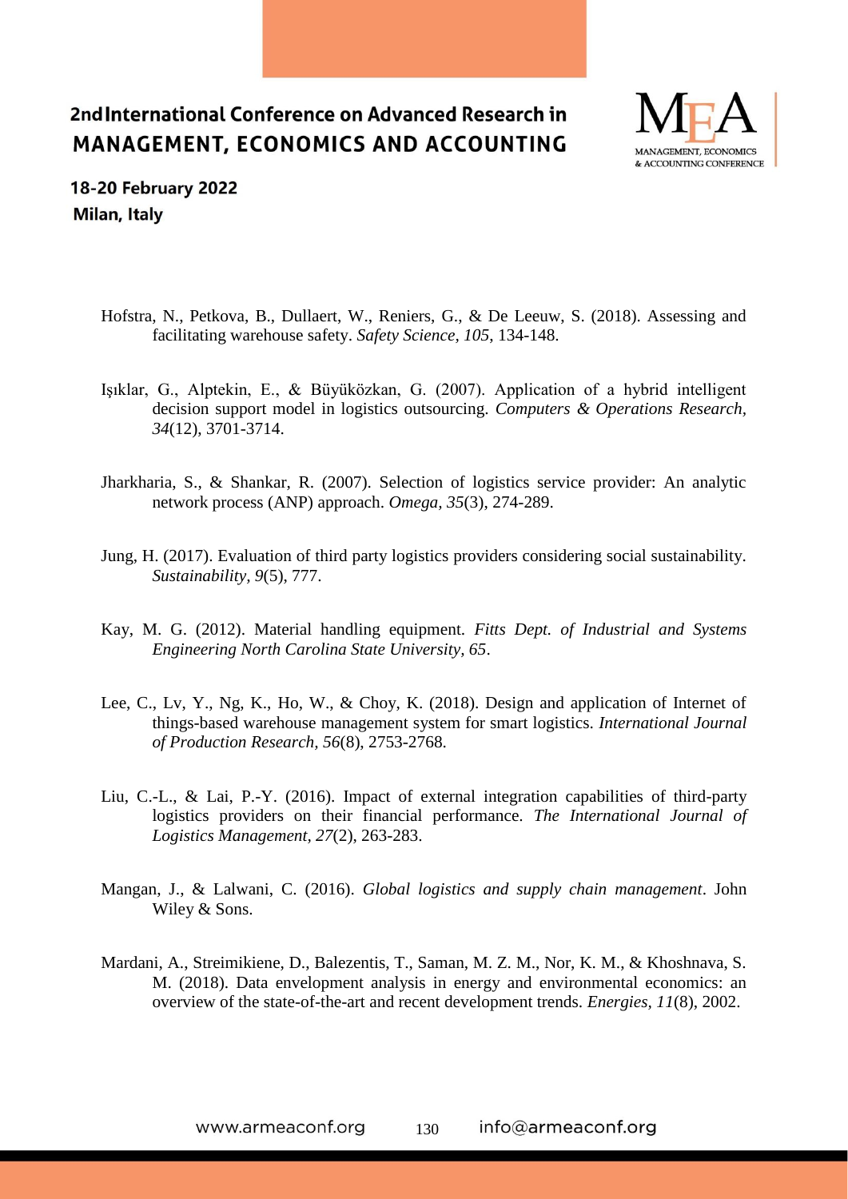Hofstra, N., Petkova, B., Dullaert, W., Reniers, G., & De Leeuw, S. (2018). Assessing and facilitating warehouse safety. *Safety Science, 105*, 134-148.

Işıklar, G., Alptekin, E., & Büyüközkan, G. (2007). Application of a hybrid intelligent decision support model in logistics outsourcing. *Computers & Operations Research, 34*(12), 3701-3714.

Jharkharia, S., & Shankar, R. (2007). Selection of logistics service provider: An analytic network process (ANP) approach. *Omega, 35*(3), 274-289.

Jung, H. (2017). Evaluation of third party logistics providers considering social sustainability. *Sustainability, 9*(5), 777.

Kay, M. G. (2012). Material handling equipment. *Fitts Dept. of Industrial and Systems Engineering North Carolina State University, 65*.

Lee, C., Lv, Y., Ng, K., Ho, W., & Choy, K. (2018). Design and application of Internet of things-based warehouse management system for smart logistics. *International Journal of Production Research, 56*(8), 2753-2768.

Liu, C.-L., & Lai, P.-Y. (2016). Impact of external integration capabilities of third-party logistics providers on their financial performance. *The International Journal of Logistics Management, 27*(2), 263-283.

Mangan, J., & Lalwani, C. (2016). *Global logistics and supply chain management*. John Wiley & Sons.

Mardani, A., Streimikiene, D., Balezentis, T., Saman, M. Z. M., Nor, K. M., & Khoshnava, S. M. (2018). Data envelopment analysis in energy and environmental economics: an overview of the state-of-the-art and recent development trends. *Energies, 11*(8), 2002.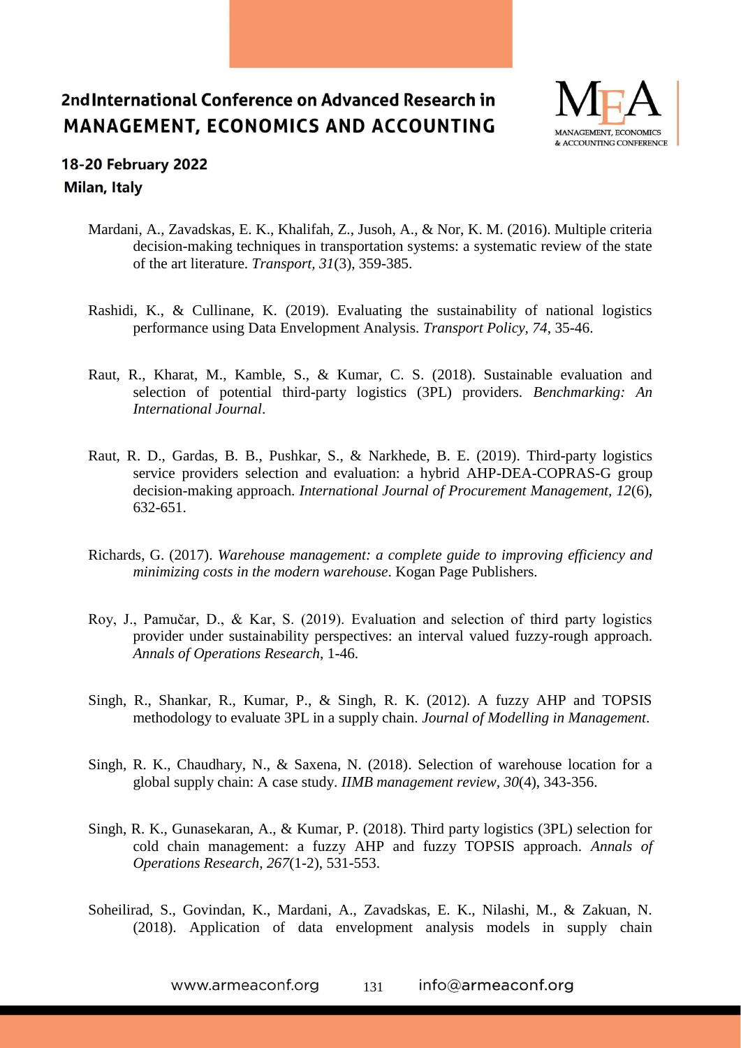Mardani, A., Zavadskas, E. K., Khalifah, Z., Jusoh, A., & Nor, K. M. (2016). Multiple criteria decision-making techniques in transportation systems: a systematic review of the state of the art literature. *Transport, 31*(3), 359-385.

Rashidi, K., & Cullinane, K. (2019). Evaluating the sustainability of national logistics performance using Data Envelopment Analysis. *Transport Policy, 74*, 35-46.

Raut, R., Kharat, M., Kamble, S., & Kumar, C. S. (2018). Sustainable evaluation and selection of potential third-party logistics (3PL) providers. *Benchmarking: An International Journal*.

Raut, R. D., Gardas, B. B., Pushkar, S., & Narkhede, B. E. (2019). Third-party logistics service providers selection and evaluation: a hybrid AHP-DEA-COPRAS-G group decision-making approach. *International Journal of Procurement Management, 12*(6), 632-651.

Richards, G. (2017). *Warehouse management: a complete guide to improving efficiency and minimizing costs in the modern warehouse*. Kogan Page Publishers.

Roy, J., Pamučar, D., & Kar, S. (2019). Evaluation and selection of third party logistics provider under sustainability perspectives: an interval valued fuzzy-rough approach. *Annals of Operations Research*, 1-46.

Singh, R., Shankar, R., Kumar, P., & Singh, R. K. (2012). A fuzzy AHP and TOPSIS methodology to evaluate 3PL in a supply chain. *Journal of Modelling in Management*.

Singh, R. K., Chaudhary, N., & Saxena, N. (2018). Selection of warehouse location for a global supply chain: A case study. *IIMB management review, 30*(4), 343-356.

Singh, R. K., Gunasekaran, A., & Kumar, P. (2018). Third party logistics (3PL) selection for cold chain management: a fuzzy AHP and fuzzy TOPSIS approach. *Annals of Operations Research, 267*(1-2), 531-553.

Soheilirad, S., Govindan, K., Mardani, A., Zavadskas, E. K., Nilashi, M., & Zakuan, N. (2018). Application of data envelopment analysis models in supply chain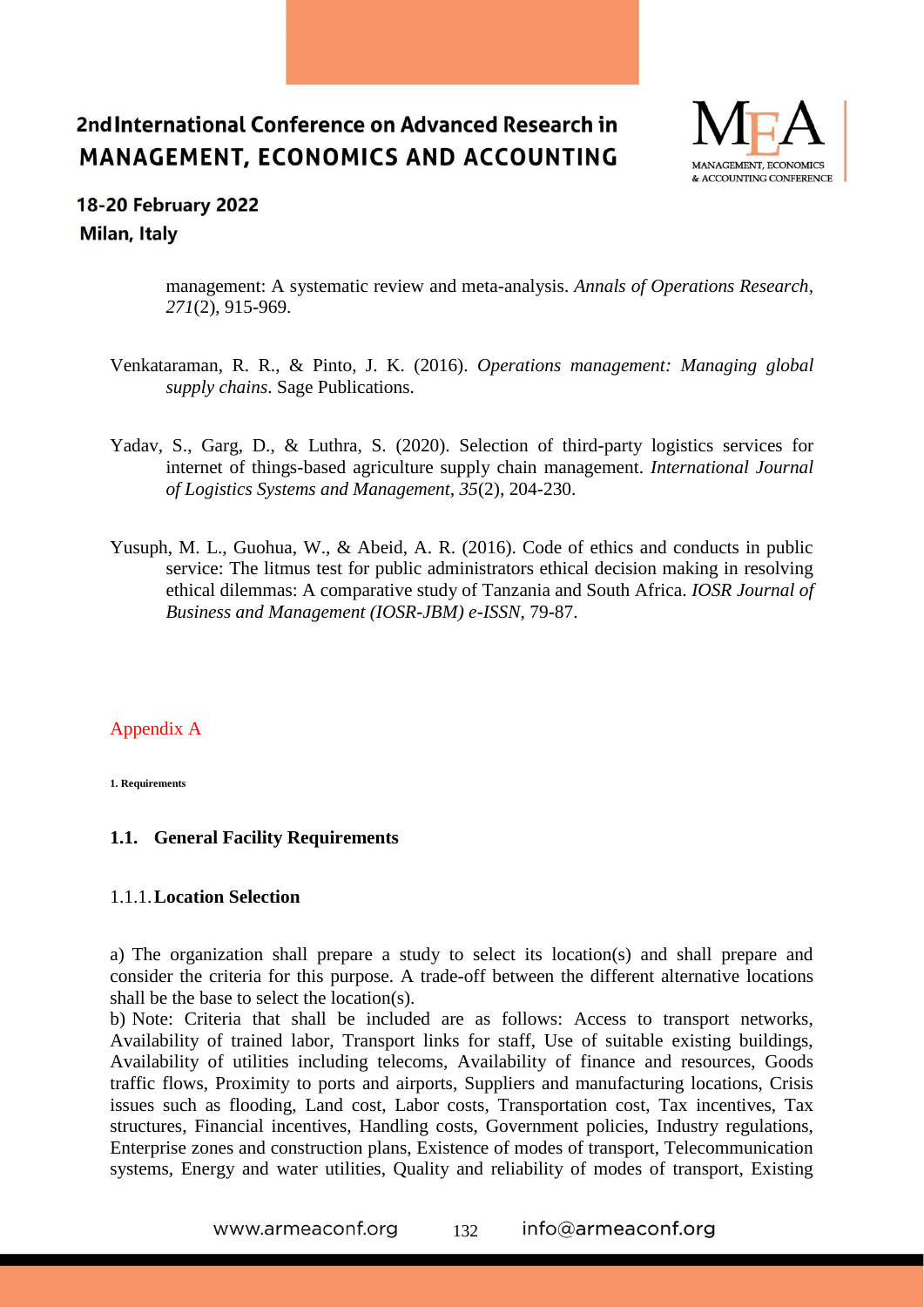management: A systematic review and meta-analysis. *Annals of Operations Research, 271*(2), 915-969.

Venkataraman, R. R., & Pinto, J. K. (2016). *Operations management: Managing global supply chains*. Sage Publications.

Yadav, S., Garg, D., & Luthra, S. (2020). Selection of third-party logistics services for internet of things-based agriculture supply chain management. *International Journal of Logistics Systems and Management, 35*(2), 204-230.

Yusuph, M. L., Guohua, W., & Abeid, A. R. (2016). Code of ethics and conducts in public service: The litmus test for public administrators ethical decision making in resolving ethical dilemmas: A comparative study of Tanzania and South Africa. *IOSR Journal of Business and Management (IOSR-JBM) e-ISSN*, 79-87.

## Appendix A

**1. Requirements**

### 1.1. General Facility Requirements

#### 1.1.1. Location Selection

a) The organization shall prepare a study to select its location(s) and shall prepare and consider the criteria for this purpose. A trade-off between the different alternative locations shall be the base to select the location(s).

b) Note: Criteria that shall be included are as follows: Access to transport networks, Availability of trained labor, Transport links for staff, Use of suitable existing buildings, Availability of utilities including telecoms, Availability of finance and resources, Goods traffic flows, Proximity to ports and airports, Suppliers and manufacturing locations, Crisis issues such as flooding, Land cost, Labor costs, Transportation cost, Tax incentives, Tax structures, Financial incentives, Handling costs, Government policies, Industry regulations, Enterprise zones and construction plans, Existence of modes of transport, Telecommunication systems, Energy and water utilities, Quality and reliability of modes of transport, Existing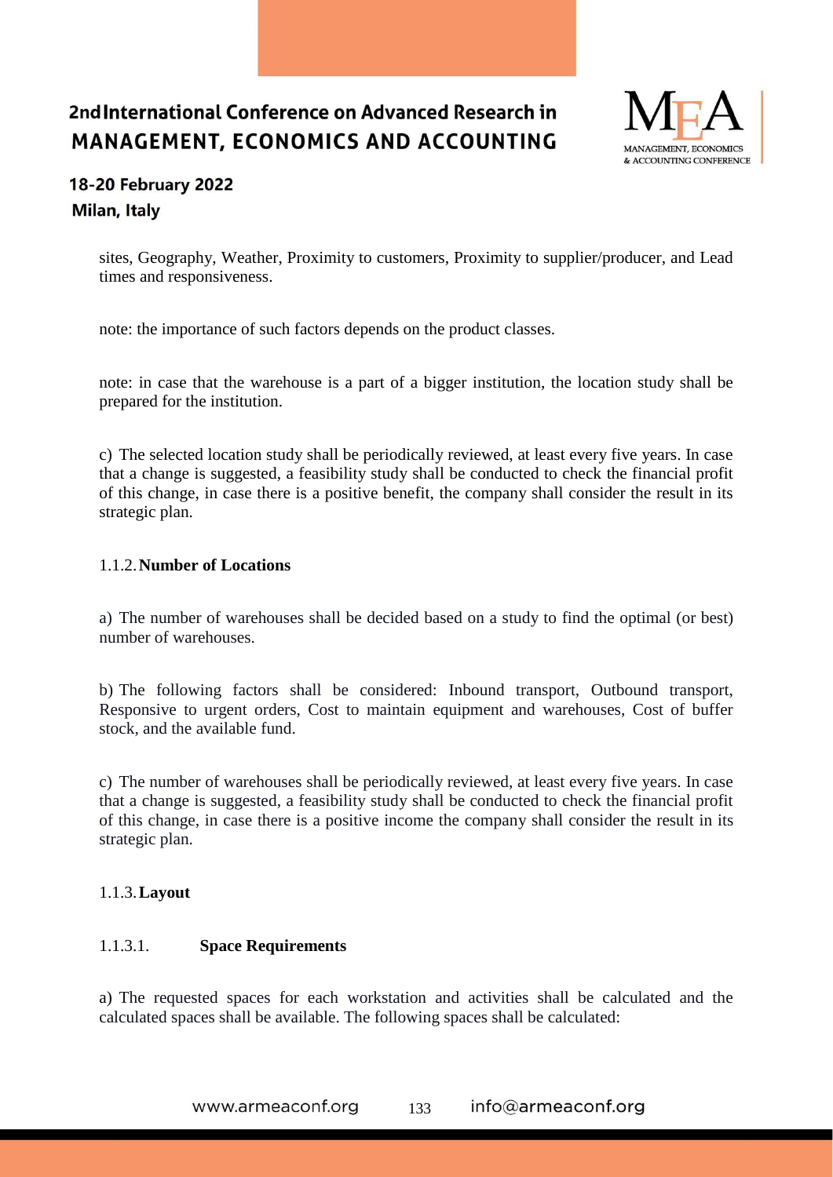sites, Geography, Weather, Proximity to customers, Proximity to supplier/producer, and Lead times and responsiveness.

note: the importance of such factors depends on the product classes.

note: in case that the warehouse is a part of a bigger institution, the location study shall be prepared for the institution.

c) The selected location study shall be periodically reviewed, at least every five years. In case that a change is suggested, a feasibility study shall be conducted to check the financial profit of this change, in case there is a positive benefit, the company shall consider the result in its strategic plan.

### 1.1.2. Number of Locations

a) The number of warehouses shall be decided based on a study to find the optimal (or best) number of warehouses.

b) The following factors shall be considered: Inbound transport, Outbound transport, Responsive to urgent orders, Cost to maintain equipment and warehouses, Cost of buffer stock, and the available fund.

c) The number of warehouses shall be periodically reviewed, at least every five years. In case that a change is suggested, a feasibility study shall be conducted to check the financial profit of this change, in case there is a positive income the company shall consider the result in its strategic plan.

### 1.1.3. Layout

#### 1.1.3.1. Space Requirements

a) The requested spaces for each workstation and activities shall be calculated and the calculated spaces shall be available. The following spaces shall be calculated: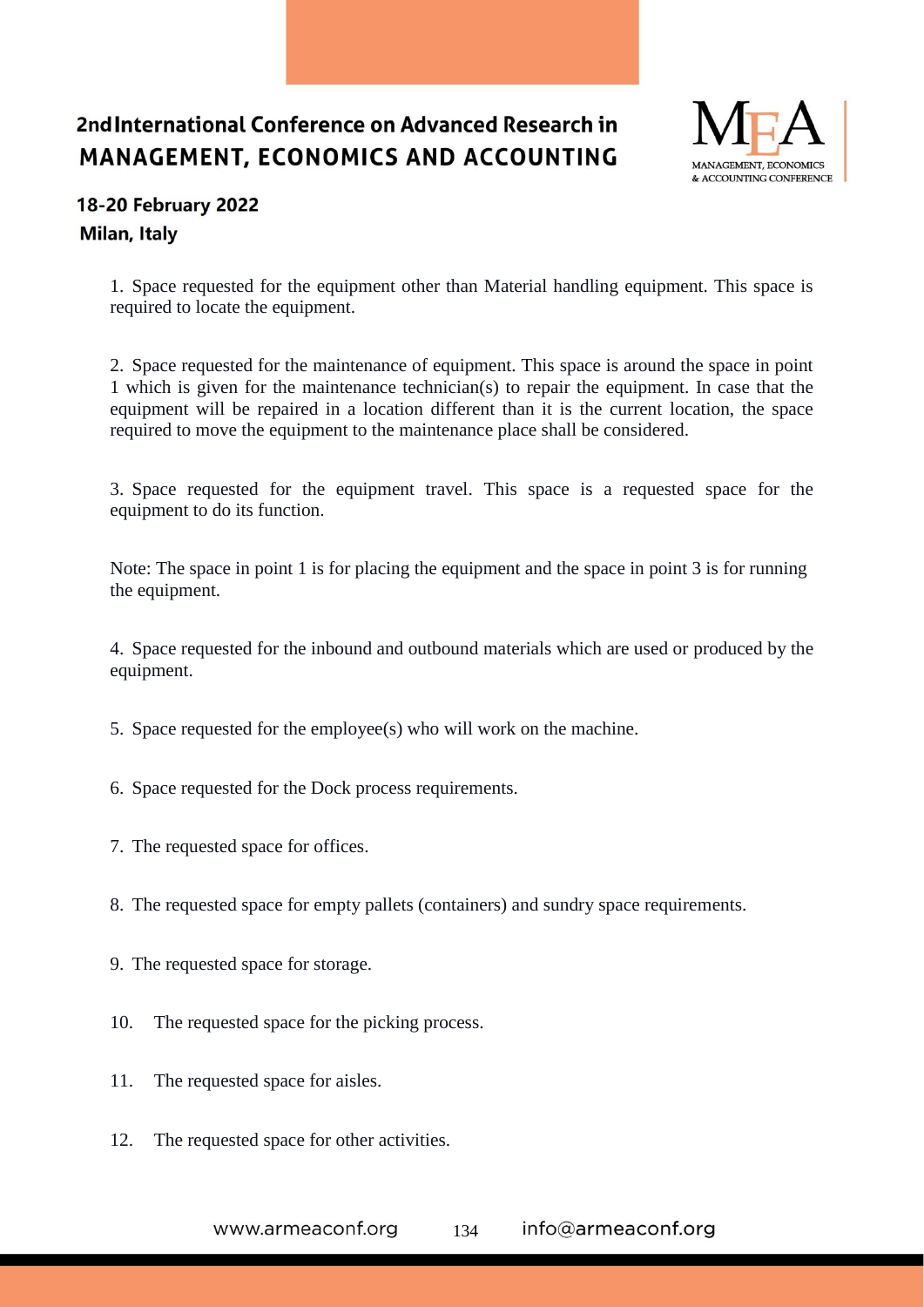1. Space requested for the equipment other than Material handling equipment. This space is required to locate the equipment.

2. Space requested for the maintenance of equipment. This space is around the space in point 1 which is given for the maintenance technician(s) to repair the equipment. In case that the equipment will be repaired in a location different than it is the current location, the space required to move the equipment to the maintenance place shall be considered.

3. Space requested for the equipment travel. This space is a requested space for the equipment to do its function.

Note: The space in point 1 is for placing the equipment and the space in point 3 is for running the equipment.

4. Space requested for the inbound and outbound materials which are used or produced by the equipment.

5. Space requested for the employee(s) who will work on the machine.

6. Space requested for the Dock process requirements.

7. The requested space for offices.

8. The requested space for empty pallets (containers) and sundry space requirements.

9. The requested space for storage.

10. The requested space for the picking process.

11. The requested space for aisles.

12. The requested space for other activities.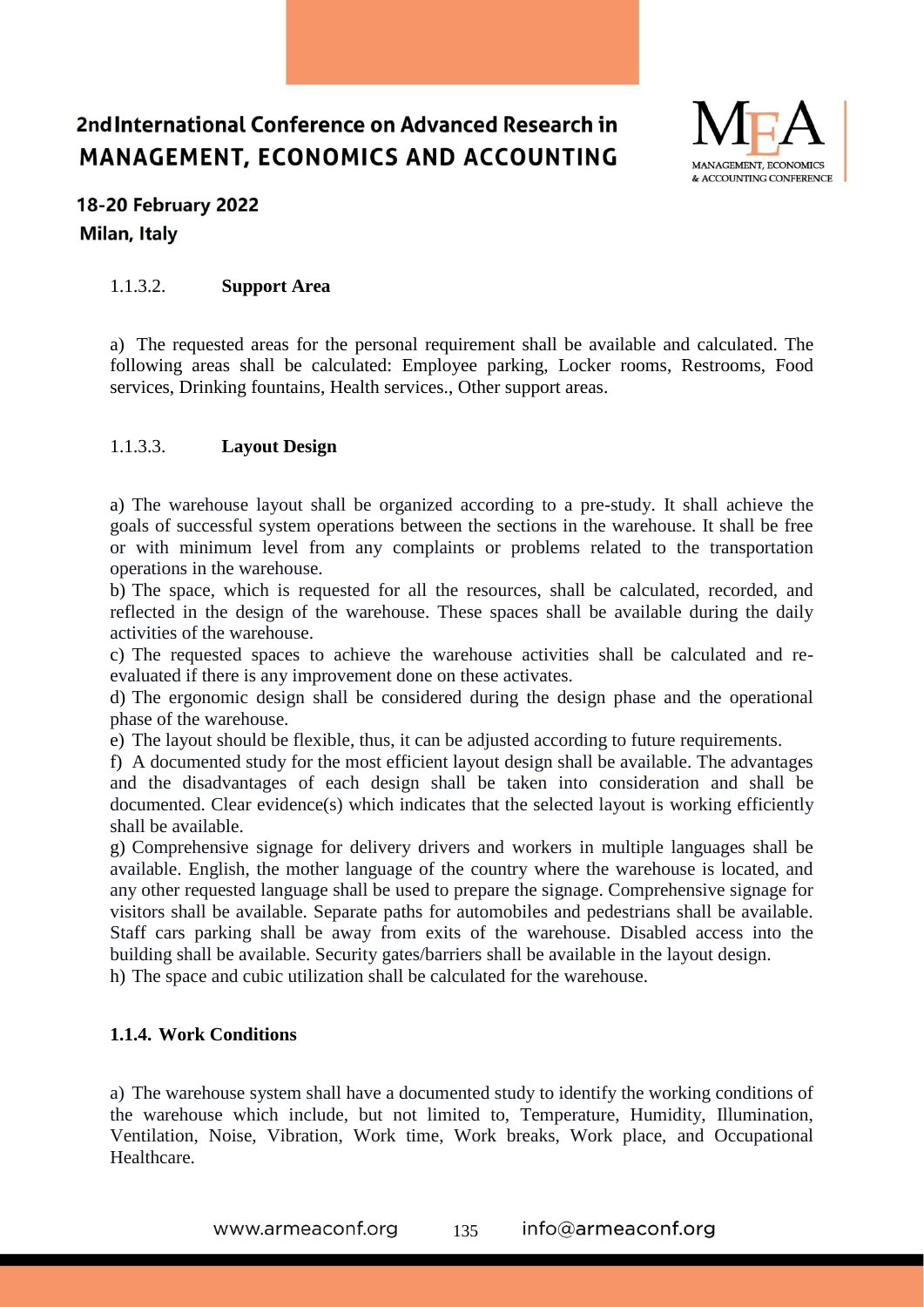#### 1.1.3.2. Support Area

a) The requested areas for the personal requirement shall be available and calculated. The following areas shall be calculated: Employee parking, Locker rooms, Restrooms, Food services, Drinking fountains, Health services., Other support areas.

#### 1.1.3.3. Layout Design

a) The warehouse layout shall be organized according to a pre-study. It shall achieve the goals of successful system operations between the sections in the warehouse. It shall be free or with minimum level from any complaints or problems related to the transportation operations in the warehouse.
b) The space, which is requested for all the resources, shall be calculated, recorded, and reflected in the design of the warehouse. These spaces shall be available during the daily activities of the warehouse.
c) The requested spaces to achieve the warehouse activities shall be calculated and re-evaluated if there is any improvement done on these activates.
d) The ergonomic design shall be considered during the design phase and the operational phase of the warehouse.
e) The layout should be flexible, thus, it can be adjusted according to future requirements.
f) A documented study for the most efficient layout design shall be available. The advantages and the disadvantages of each design shall be taken into consideration and shall be documented. Clear evidence(s) which indicates that the selected layout is working efficiently shall be available.
g) Comprehensive signage for delivery drivers and workers in multiple languages shall be available. English, the mother language of the country where the warehouse is located, and any other requested language shall be used to prepare the signage. Comprehensive signage for visitors shall be available. Separate paths for automobiles and pedestrians shall be available. Staff cars parking shall be away from exits of the warehouse. Disabled access into the building shall be available. Security gates/barriers shall be available in the layout design.
h) The space and cubic utilization shall be calculated for the warehouse.

### 1.1.4. Work Conditions

a) The warehouse system shall have a documented study to identify the working conditions of the warehouse which include, but not limited to, Temperature, Humidity, Illumination, Ventilation, Noise, Vibration, Work time, Work breaks, Work place, and Occupational Healthcare.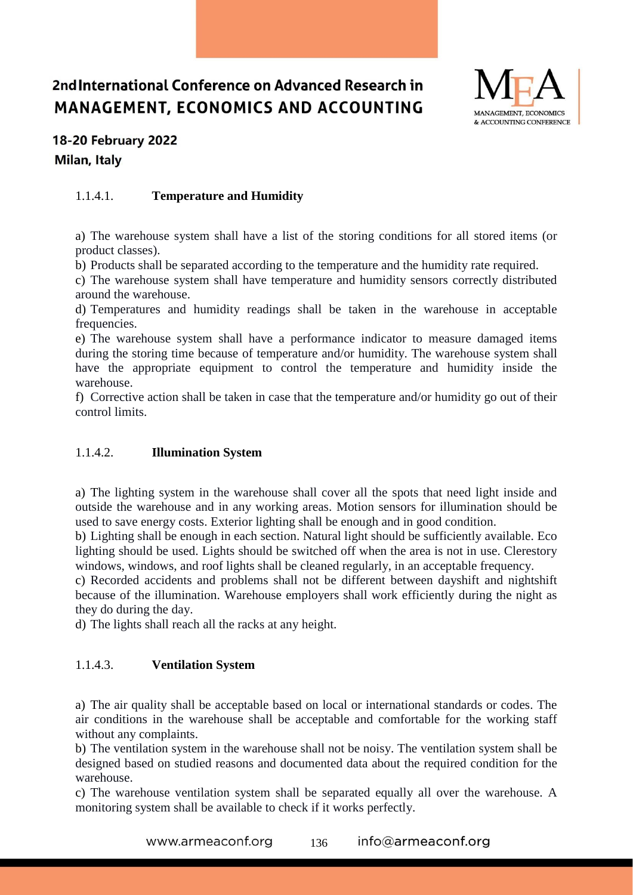#### 1.1.4.1. **Temperature and Humidity**

a) The warehouse system shall have a list of the storing conditions for all stored items (or product classes).
b) Products shall be separated according to the temperature and the humidity rate required.
c) The warehouse system shall have temperature and humidity sensors correctly distributed around the warehouse.
d) Temperatures and humidity readings shall be taken in the warehouse in acceptable frequencies.
e) The warehouse system shall have a performance indicator to measure damaged items during the storing time because of temperature and/or humidity. The warehouse system shall have the appropriate equipment to control the temperature and humidity inside the warehouse.
f) Corrective action shall be taken in case that the temperature and/or humidity go out of their control limits.

#### 1.1.4.2. **Illumination System**

a) The lighting system in the warehouse shall cover all the spots that need light inside and outside the warehouse and in any working areas. Motion sensors for illumination should be used to save energy costs. Exterior lighting shall be enough and in good condition.
b) Lighting shall be enough in each section. Natural light should be sufficiently available. Eco lighting should be used. Lights should be switched off when the area is not in use. Clerestory windows, windows, and roof lights shall be cleaned regularly, in an acceptable frequency.
c) Recorded accidents and problems shall not be different between dayshift and nightshift because of the illumination. Warehouse employers shall work efficiently during the night as they do during the day.
d) The lights shall reach all the racks at any height.

#### 1.1.4.3. **Ventilation System**

a) The air quality shall be acceptable based on local or international standards or codes. The air conditions in the warehouse shall be acceptable and comfortable for the working staff without any complaints.
b) The ventilation system in the warehouse shall not be noisy. The ventilation system shall be designed based on studied reasons and documented data about the required condition for the warehouse.
c) The warehouse ventilation system shall be separated equally all over the warehouse. A monitoring system shall be available to check if it works perfectly.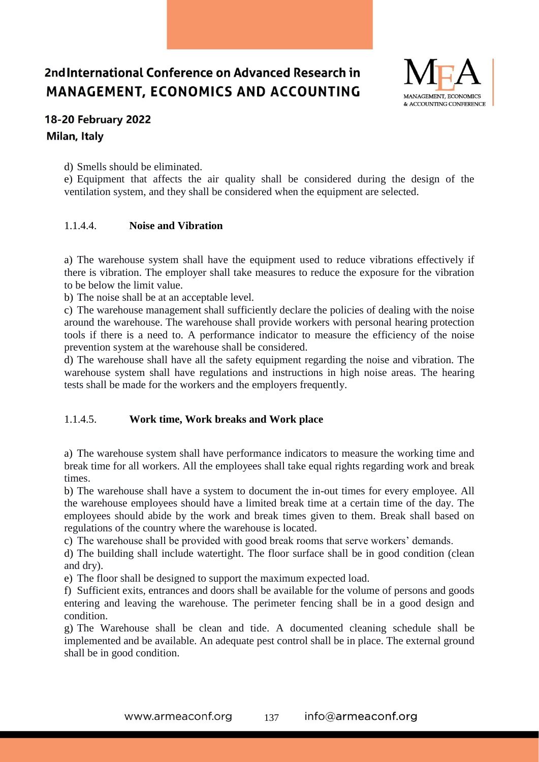d) Smells should be eliminated.

e) Equipment that affects the air quality shall be considered during the design of the ventilation system, and they shall be considered when the equipment are selected.

#### 1.1.4.4. Noise and Vibration

a) The warehouse system shall have the equipment used to reduce vibrations effectively if there is vibration. The employer shall take measures to reduce the exposure for the vibration to be below the limit value.

b) The noise shall be at an acceptable level.

c) The warehouse management shall sufficiently declare the policies of dealing with the noise around the warehouse. The warehouse shall provide workers with personal hearing protection tools if there is a need to. A performance indicator to measure the efficiency of the noise prevention system at the warehouse shall be considered.

d) The warehouse shall have all the safety equipment regarding the noise and vibration. The warehouse system shall have regulations and instructions in high noise areas. The hearing tests shall be made for the workers and the employers frequently.

#### 1.1.4.5. Work time, Work breaks and Work place

a) The warehouse system shall have performance indicators to measure the working time and break time for all workers. All the employees shall take equal rights regarding work and break times.

b) The warehouse shall have a system to document the in-out times for every employee. All the warehouse employees should have a limited break time at a certain time of the day. The employees should abide by the work and break times given to them. Break shall based on regulations of the country where the warehouse is located.

c) The warehouse shall be provided with good break rooms that serve workers' demands.

d) The building shall include watertight. The floor surface shall be in good condition (clean and dry).

e) The floor shall be designed to support the maximum expected load.

f) Sufficient exits, entrances and doors shall be available for the volume of persons and goods entering and leaving the warehouse. The perimeter fencing shall be in a good design and condition.

g) The Warehouse shall be clean and tide. A documented cleaning schedule shall be implemented and be available. An adequate pest control shall be in place. The external ground shall be in good condition.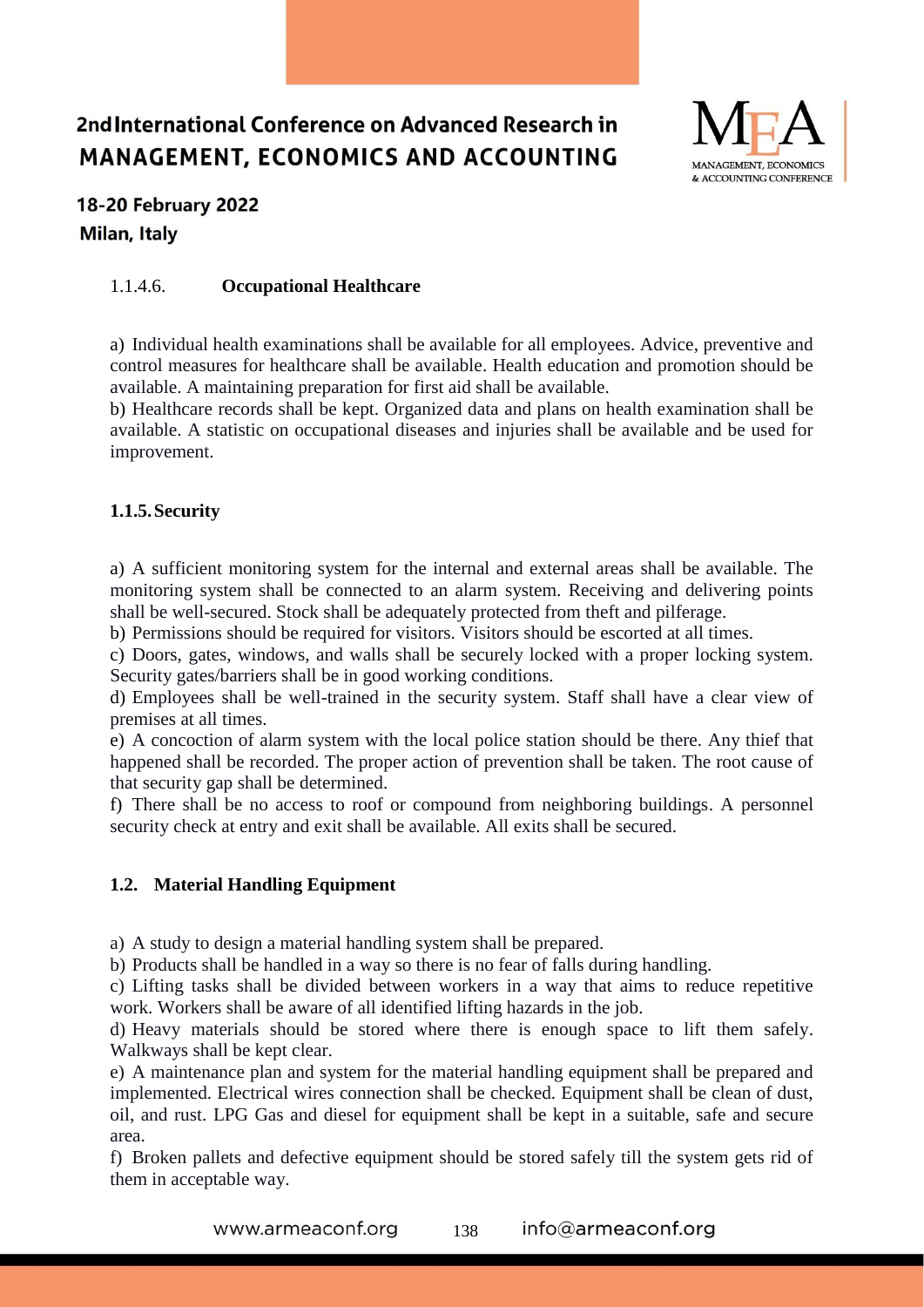#### 1.1.4.6. Occupational Healthcare

a) Individual health examinations shall be available for all employees. Advice, preventive and control measures for healthcare shall be available. Health education and promotion should be available. A maintaining preparation for first aid shall be available.
b) Healthcare records shall be kept. Organized data and plans on health examination shall be available. A statistic on occupational diseases and injuries shall be available and be used for improvement.

### 1.1.5. Security

a) A sufficient monitoring system for the internal and external areas shall be available. The monitoring system shall be connected to an alarm system. Receiving and delivering points shall be well-secured. Stock shall be adequately protected from theft and pilferage.
b) Permissions should be required for visitors. Visitors should be escorted at all times.
c) Doors, gates, windows, and walls shall be securely locked with a proper locking system. Security gates/barriers shall be in good working conditions.
d) Employees shall be well-trained in the security system. Staff shall have a clear view of premises at all times.
e) A concoction of alarm system with the local police station should be there. Any thief that happened shall be recorded. The proper action of prevention shall be taken. The root cause of that security gap shall be determined.
f) There shall be no access to roof or compound from neighboring buildings. A personnel security check at entry and exit shall be available. All exits shall be secured.

## 1.2. Material Handling Equipment

a) A study to design a material handling system shall be prepared.
b) Products shall be handled in a way so there is no fear of falls during handling.
c) Lifting tasks shall be divided between workers in a way that aims to reduce repetitive work. Workers shall be aware of all identified lifting hazards in the job.
d) Heavy materials should be stored where there is enough space to lift them safely. Walkways shall be kept clear.
e) A maintenance plan and system for the material handling equipment shall be prepared and implemented. Electrical wires connection shall be checked. Equipment shall be clean of dust, oil, and rust. LPG Gas and diesel for equipment shall be kept in a suitable, safe and secure area.
f) Broken pallets and defective equipment should be stored safely till the system gets rid of them in acceptable way.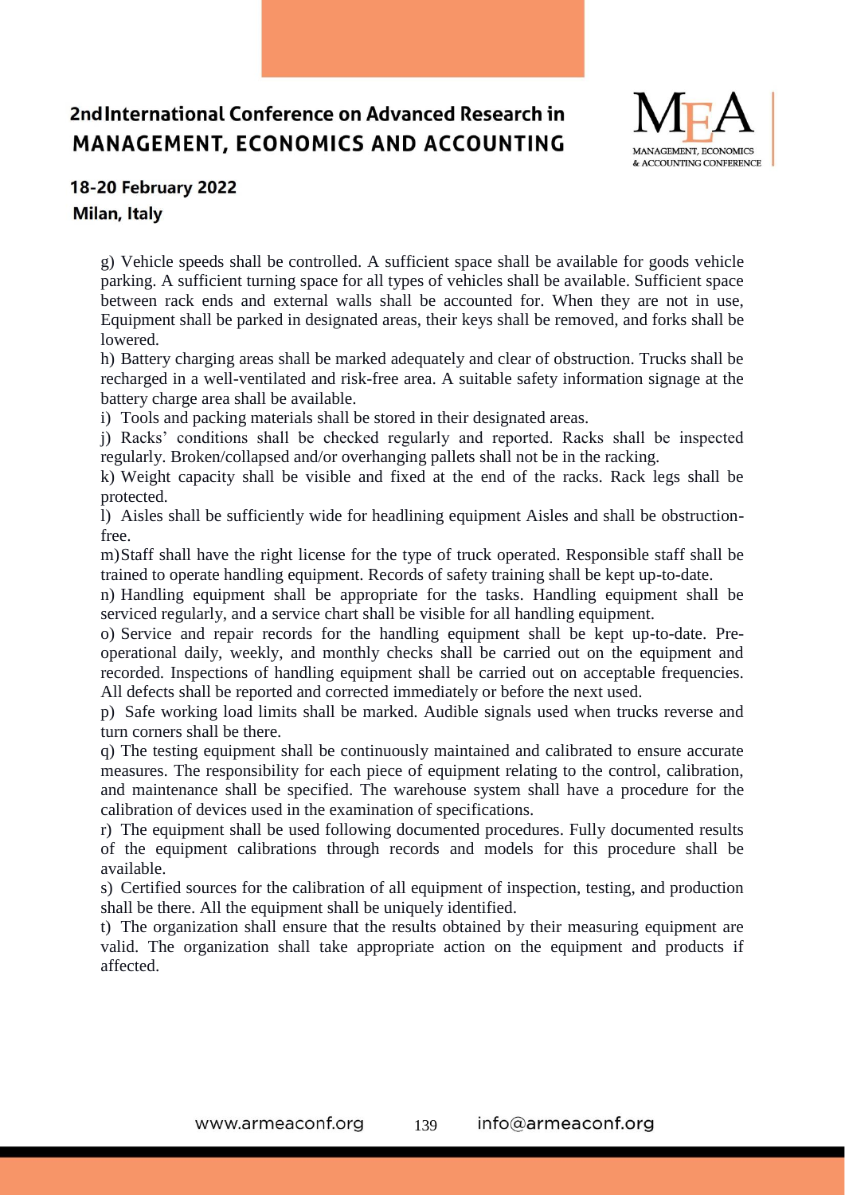g) Vehicle speeds shall be controlled. A sufficient space shall be available for goods vehicle parking. A sufficient turning space for all types of vehicles shall be available. Sufficient space between rack ends and external walls shall be accounted for. When they are not in use, Equipment shall be parked in designated areas, their keys shall be removed, and forks shall be lowered.

h) Battery charging areas shall be marked adequately and clear of obstruction. Trucks shall be recharged in a well-ventilated and risk-free area. A suitable safety information signage at the battery charge area shall be available.

i) Tools and packing materials shall be stored in their designated areas.

j) Racks' conditions shall be checked regularly and reported. Racks shall be inspected regularly. Broken/collapsed and/or overhanging pallets shall not be in the racking.

k) Weight capacity shall be visible and fixed at the end of the racks. Rack legs shall be protected.

l) Aisles shall be sufficiently wide for headlining equipment Aisles and shall be obstruction-free.

m) Staff shall have the right license for the type of truck operated. Responsible staff shall be trained to operate handling equipment. Records of safety training shall be kept up-to-date.

n) Handling equipment shall be appropriate for the tasks. Handling equipment shall be serviced regularly, and a service chart shall be visible for all handling equipment.

o) Service and repair records for the handling equipment shall be kept up-to-date. Pre-operational daily, weekly, and monthly checks shall be carried out on the equipment and recorded. Inspections of handling equipment shall be carried out on acceptable frequencies. All defects shall be reported and corrected immediately or before the next used.

p) Safe working load limits shall be marked. Audible signals used when trucks reverse and turn corners shall be there.

q) The testing equipment shall be continuously maintained and calibrated to ensure accurate measures. The responsibility for each piece of equipment relating to the control, calibration, and maintenance shall be specified. The warehouse system shall have a procedure for the calibration of devices used in the examination of specifications.

r) The equipment shall be used following documented procedures. Fully documented results of the equipment calibrations through records and models for this procedure shall be available.

s) Certified sources for the calibration of all equipment of inspection, testing, and production shall be there. All the equipment shall be uniquely identified.

t) The organization shall ensure that the results obtained by their measuring equipment are valid. The organization shall take appropriate action on the equipment and products if affected.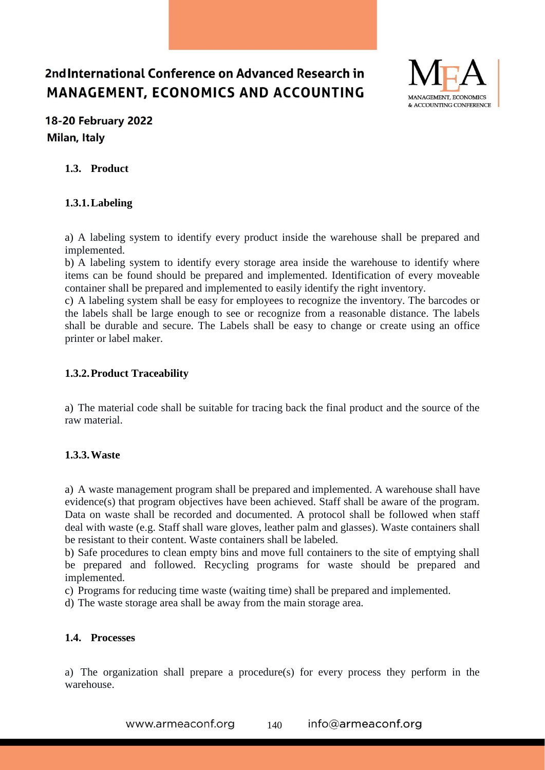### 1.3. Product

#### 1.3.1. Labeling

a) A labeling system to identify every product inside the warehouse shall be prepared and implemented.

b) A labeling system to identify every storage area inside the warehouse to identify where items can be found should be prepared and implemented. Identification of every moveable container shall be prepared and implemented to easily identify the right inventory.

c) A labeling system shall be easy for employees to recognize the inventory. The barcodes or the labels shall be large enough to see or recognize from a reasonable distance. The labels shall be durable and secure. The Labels shall be easy to change or create using an office printer or label maker.

#### 1.3.2. Product Traceability

a) The material code shall be suitable for tracing back the final product and the source of the raw material.

#### 1.3.3. Waste

a) A waste management program shall be prepared and implemented. A warehouse shall have evidence(s) that program objectives have been achieved. Staff shall be aware of the program. Data on waste shall be recorded and documented. A protocol shall be followed when staff deal with waste (e.g. Staff shall ware gloves, leather palm and glasses). Waste containers shall be resistant to their content. Waste containers shall be labeled.

b) Safe procedures to clean empty bins and move full containers to the site of emptying shall be prepared and followed. Recycling programs for waste should be prepared and implemented.

c) Programs for reducing time waste (waiting time) shall be prepared and implemented.

d) The waste storage area shall be away from the main storage area.

### 1.4. Processes

a) The organization shall prepare a procedure(s) for every process they perform in the warehouse.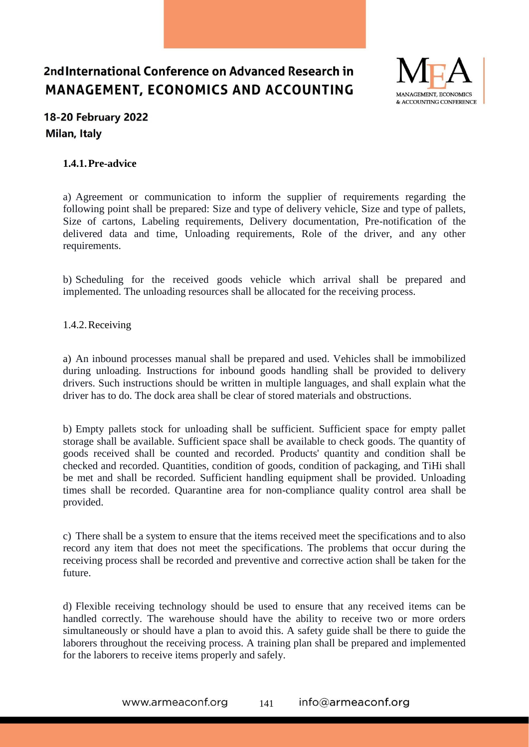#### 1.4.1. Pre-advice

a) Agreement or communication to inform the supplier of requirements regarding the following point shall be prepared: Size and type of delivery vehicle, Size and type of pallets, Size of cartons, Labeling requirements, Delivery documentation, Pre-notification of the delivered data and time, Unloading requirements, Role of the driver, and any other requirements.

b) Scheduling for the received goods vehicle which arrival shall be prepared and implemented. The unloading resources shall be allocated for the receiving process.

1.4.2. Receiving

a) An inbound processes manual shall be prepared and used. Vehicles shall be immobilized during unloading. Instructions for inbound goods handling shall be provided to delivery drivers. Such instructions should be written in multiple languages, and shall explain what the driver has to do. The dock area shall be clear of stored materials and obstructions.

b) Empty pallets stock for unloading shall be sufficient. Sufficient space for empty pallet storage shall be available. Sufficient space shall be available to check goods. The quantity of goods received shall be counted and recorded. Products' quantity and condition shall be checked and recorded. Quantities, condition of goods, condition of packaging, and TiHi shall be met and shall be recorded. Sufficient handling equipment shall be provided. Unloading times shall be recorded. Quarantine area for non-compliance quality control area shall be provided.

c) There shall be a system to ensure that the items received meet the specifications and to also record any item that does not meet the specifications. The problems that occur during the receiving process shall be recorded and preventive and corrective action shall be taken for the future.

d) Flexible receiving technology should be used to ensure that any received items can be handled correctly. The warehouse should have the ability to receive two or more orders simultaneously or should have a plan to avoid this. A safety guide shall be there to guide the laborers throughout the receiving process. A training plan shall be prepared and implemented for the laborers to receive items properly and safely.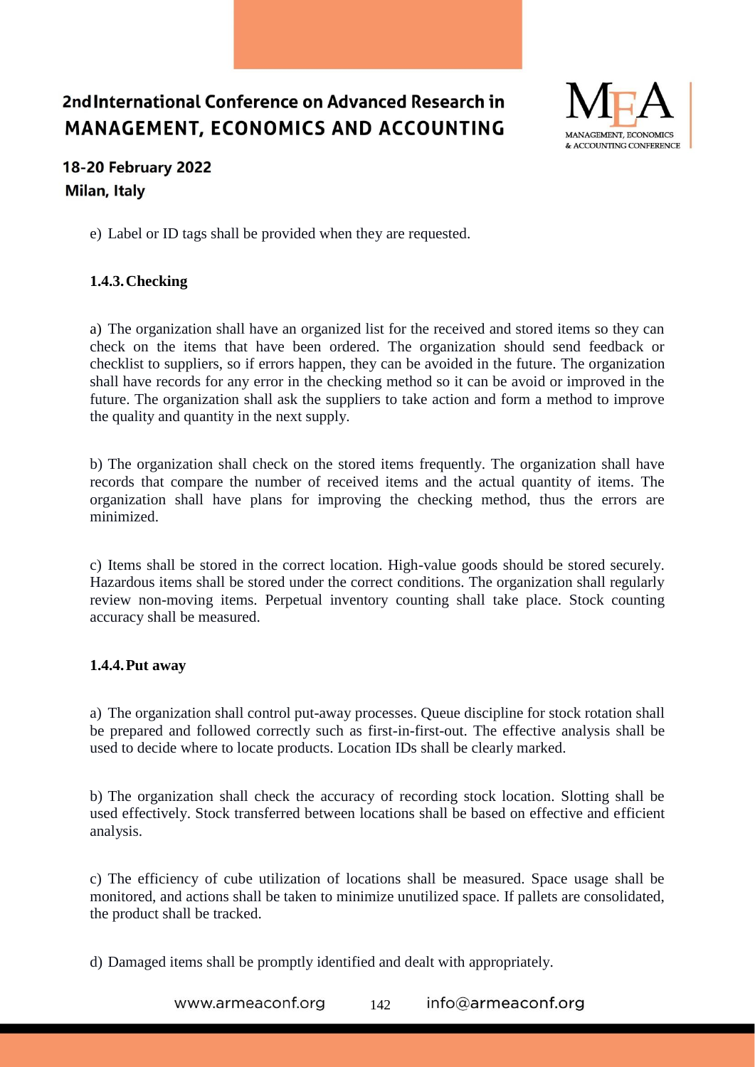e) Label or ID tags shall be provided when they are requested.

### 1.4.3. Checking

a) The organization shall have an organized list for the received and stored items so they can check on the items that have been ordered. The organization should send feedback or checklist to suppliers, so if errors happen, they can be avoided in the future. The organization shall have records for any error in the checking method so it can be avoid or improved in the future. The organization shall ask the suppliers to take action and form a method to improve the quality and quantity in the next supply.

b) The organization shall check on the stored items frequently. The organization shall have records that compare the number of received items and the actual quantity of items. The organization shall have plans for improving the checking method, thus the errors are minimized.

c) Items shall be stored in the correct location. High-value goods should be stored securely. Hazardous items shall be stored under the correct conditions. The organization shall regularly review non-moving items. Perpetual inventory counting shall take place. Stock counting accuracy shall be measured.

### 1.4.4. Put away

a) The organization shall control put-away processes. Queue discipline for stock rotation shall be prepared and followed correctly such as first-in-first-out. The effective analysis shall be used to decide where to locate products. Location IDs shall be clearly marked.

b) The organization shall check the accuracy of recording stock location. Slotting shall be used effectively. Stock transferred between locations shall be based on effective and efficient analysis.

c) The efficiency of cube utilization of locations shall be measured. Space usage shall be monitored, and actions shall be taken to minimize unutilized space. If pallets are consolidated, the product shall be tracked.

d) Damaged items shall be promptly identified and dealt with appropriately.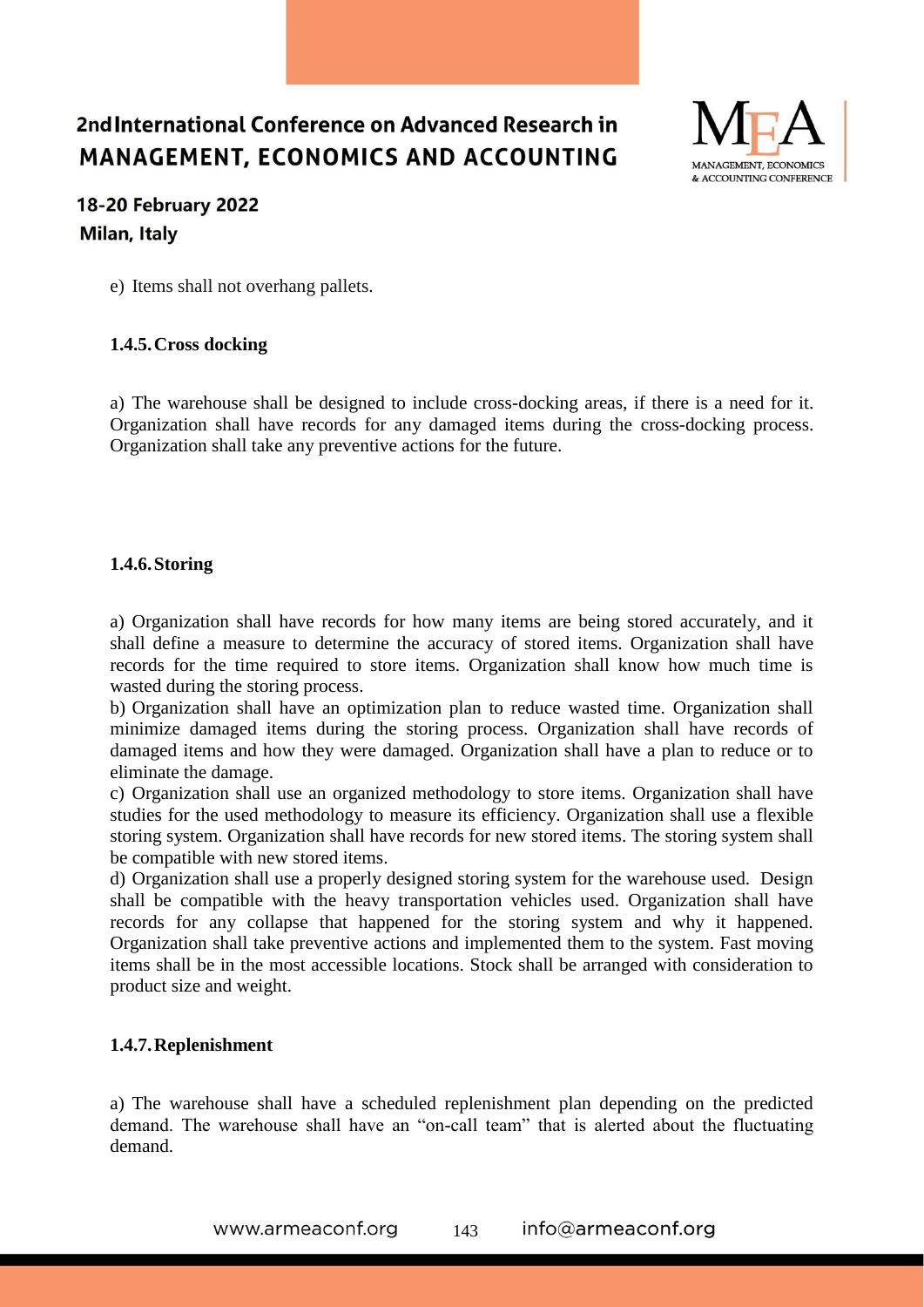e) Items shall not overhang pallets.

#### 1.4.5. Cross docking

a) The warehouse shall be designed to include cross-docking areas, if there is a need for it. Organization shall have records for any damaged items during the cross-docking process. Organization shall take any preventive actions for the future.

#### 1.4.6. Storing

a) Organization shall have records for how many items are being stored accurately, and it shall define a measure to determine the accuracy of stored items. Organization shall have records for the time required to store items. Organization shall know how much time is wasted during the storing process.

b) Organization shall have an optimization plan to reduce wasted time. Organization shall minimize damaged items during the storing process. Organization shall have records of damaged items and how they were damaged. Organization shall have a plan to reduce or to eliminate the damage.

c) Organization shall use an organized methodology to store items. Organization shall have studies for the used methodology to measure its efficiency. Organization shall use a flexible storing system. Organization shall have records for new stored items. The storing system shall be compatible with new stored items.

d) Organization shall use a properly designed storing system for the warehouse used. Design shall be compatible with the heavy transportation vehicles used. Organization shall have records for any collapse that happened for the storing system and why it happened. Organization shall take preventive actions and implemented them to the system. Fast moving items shall be in the most accessible locations. Stock shall be arranged with consideration to product size and weight.

#### 1.4.7. Replenishment

a) The warehouse shall have a scheduled replenishment plan depending on the predicted demand. The warehouse shall have an "on-call team" that is alerted about the fluctuating demand.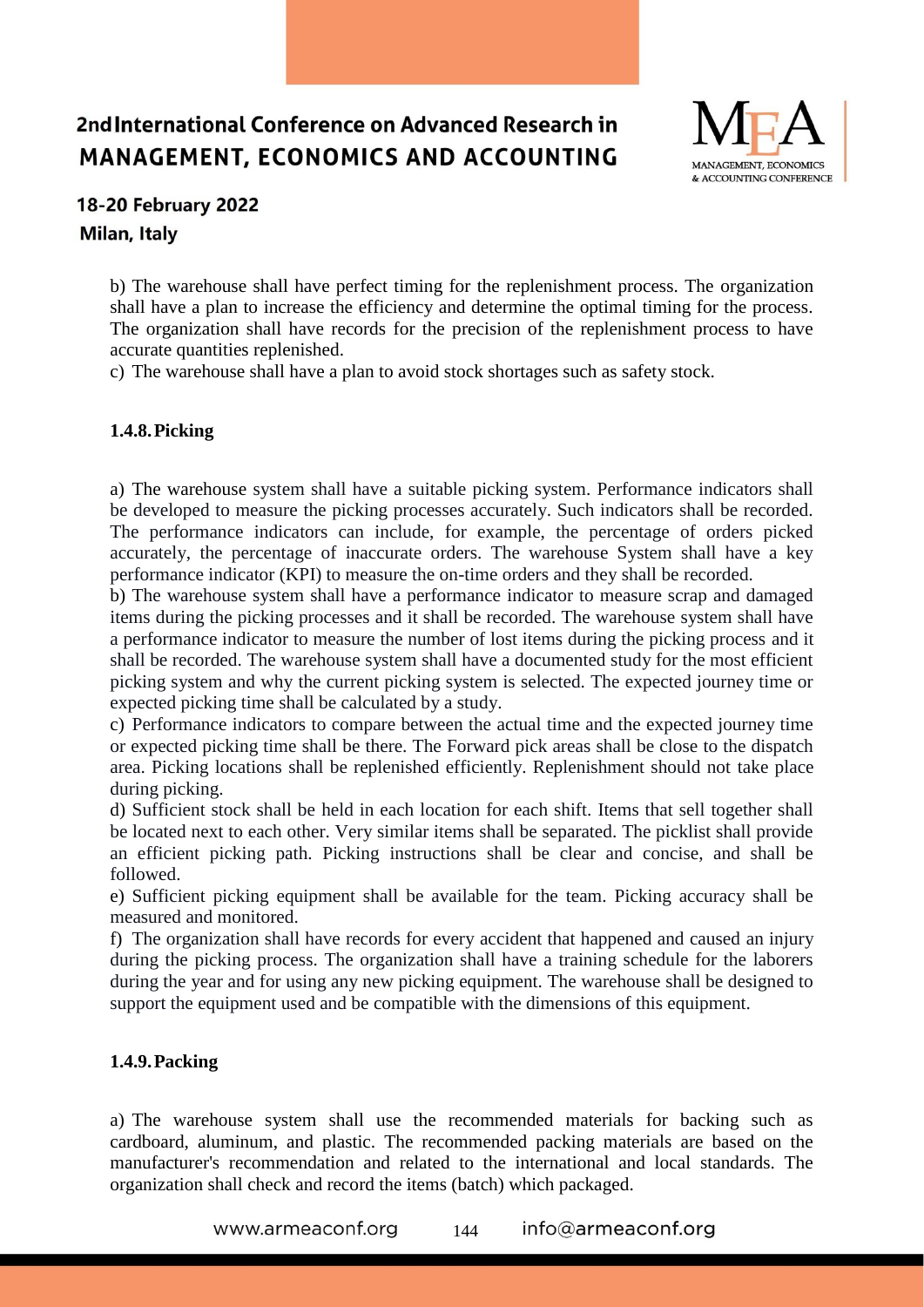b) The warehouse shall have perfect timing for the replenishment process. The organization shall have a plan to increase the efficiency and determine the optimal timing for the process. The organization shall have records for the precision of the replenishment process to have accurate quantities replenished.

c) The warehouse shall have a plan to avoid stock shortages such as safety stock.

### 1.4.8. Picking

a) The warehouse system shall have a suitable picking system. Performance indicators shall be developed to measure the picking processes accurately. Such indicators shall be recorded. The performance indicators can include, for example, the percentage of orders picked accurately, the percentage of inaccurate orders. The warehouse System shall have a key performance indicator (KPI) to measure the on-time orders and they shall be recorded.

b) The warehouse system shall have a performance indicator to measure scrap and damaged items during the picking processes and it shall be recorded. The warehouse system shall have a performance indicator to measure the number of lost items during the picking process and it shall be recorded. The warehouse system shall have a documented study for the most efficient picking system and why the current picking system is selected. The expected journey time or expected picking time shall be calculated by a study.

c) Performance indicators to compare between the actual time and the expected journey time or expected picking time shall be there. The Forward pick areas shall be close to the dispatch area. Picking locations shall be replenished efficiently. Replenishment should not take place during picking.

d) Sufficient stock shall be held in each location for each shift. Items that sell together shall be located next to each other. Very similar items shall be separated. The picklist shall provide an efficient picking path. Picking instructions shall be clear and concise, and shall be followed.

e) Sufficient picking equipment shall be available for the team. Picking accuracy shall be measured and monitored.

f) The organization shall have records for every accident that happened and caused an injury during the picking process. The organization shall have a training schedule for the laborers during the year and for using any new picking equipment. The warehouse shall be designed to support the equipment used and be compatible with the dimensions of this equipment.

### 1.4.9. Packing

a) The warehouse system shall use the recommended materials for backing such as cardboard, aluminum, and plastic. The recommended packing materials are based on the manufacturer's recommendation and related to the international and local standards. The organization shall check and record the items (batch) which packaged.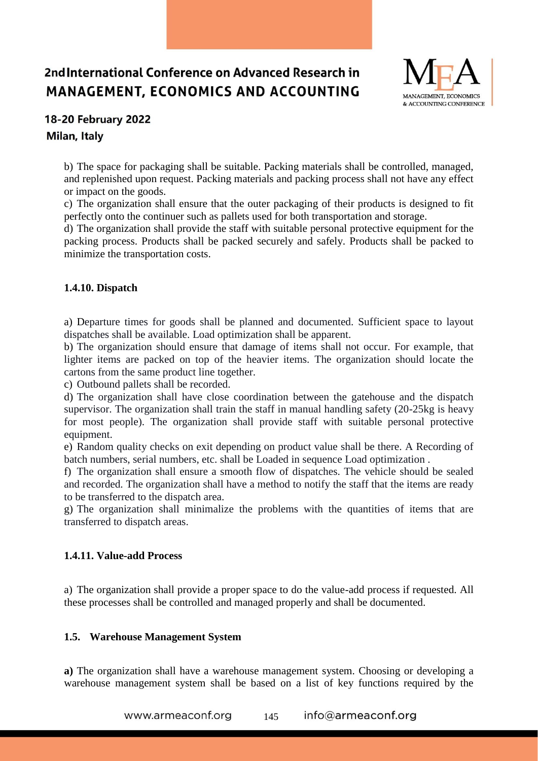b) The space for packaging shall be suitable. Packing materials shall be controlled, managed, and replenished upon request. Packing materials and packing process shall not have any effect or impact on the goods.

c) The organization shall ensure that the outer packaging of their products is designed to fit perfectly onto the continuer such as pallets used for both transportation and storage.

d) The organization shall provide the staff with suitable personal protective equipment for the packing process. Products shall be packed securely and safely. Products shall be packed to minimize the transportation costs.

#### 1.4.10. Dispatch

a) Departure times for goods shall be planned and documented. Sufficient space to layout dispatches shall be available. Load optimization shall be apparent.

b) The organization should ensure that damage of items shall not occur. For example, that lighter items are packed on top of the heavier items. The organization should locate the cartons from the same product line together.

c) Outbound pallets shall be recorded.

d) The organization shall have close coordination between the gatehouse and the dispatch supervisor. The organization shall train the staff in manual handling safety (20-25kg is heavy for most people). The organization shall provide staff with suitable personal protective equipment.

e) Random quality checks on exit depending on product value shall be there. A Recording of batch numbers, serial numbers, etc. shall be Loaded in sequence Load optimization .

f) The organization shall ensure a smooth flow of dispatches. The vehicle should be sealed and recorded. The organization shall have a method to notify the staff that the items are ready to be transferred to the dispatch area.

g) The organization shall minimalize the problems with the quantities of items that are transferred to dispatch areas.

#### 1.4.11. Value-add Process

a) The organization shall provide a proper space to do the value-add process if requested. All these processes shall be controlled and managed properly and shall be documented.

### 1.5. Warehouse Management System

**a)** The organization shall have a warehouse management system. Choosing or developing a warehouse management system shall be based on a list of key functions required by the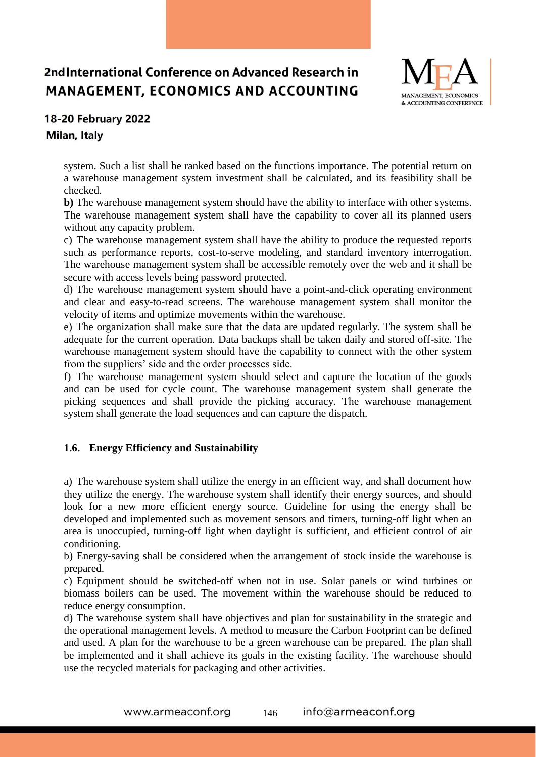system. Such a list shall be ranked based on the functions importance. The potential return on a warehouse management system investment shall be calculated, and its feasibility shall be checked.

**b)** The warehouse management system should have the ability to interface with other systems. The warehouse management system shall have the capability to cover all its planned users without any capacity problem.

c) The warehouse management system shall have the ability to produce the requested reports such as performance reports, cost-to-serve modeling, and standard inventory interrogation. The warehouse management system shall be accessible remotely over the web and it shall be secure with access levels being password protected.

d) The warehouse management system should have a point-and-click operating environment and clear and easy-to-read screens. The warehouse management system shall monitor the velocity of items and optimize movements within the warehouse.

e) The organization shall make sure that the data are updated regularly. The system shall be adequate for the current operation. Data backups shall be taken daily and stored off-site. The warehouse management system should have the capability to connect with the other system from the suppliers' side and the order processes side.

f) The warehouse management system should select and capture the location of the goods and can be used for cycle count. The warehouse management system shall generate the picking sequences and shall provide the picking accuracy. The warehouse management system shall generate the load sequences and can capture the dispatch.

### 1.6. Energy Efficiency and Sustainability

a) The warehouse system shall utilize the energy in an efficient way, and shall document how they utilize the energy. The warehouse system shall identify their energy sources, and should look for a new more efficient energy source. Guideline for using the energy shall be developed and implemented such as movement sensors and timers, turning-off light when an area is unoccupied, turning-off light when daylight is sufficient, and efficient control of air conditioning.

b) Energy-saving shall be considered when the arrangement of stock inside the warehouse is prepared.

c) Equipment should be switched-off when not in use. Solar panels or wind turbines or biomass boilers can be used. The movement within the warehouse should be reduced to reduce energy consumption.

d) The warehouse system shall have objectives and plan for sustainability in the strategic and the operational management levels. A method to measure the Carbon Footprint can be defined and used. A plan for the warehouse to be a green warehouse can be prepared. The plan shall be implemented and it shall achieve its goals in the existing facility. The warehouse should use the recycled materials for packaging and other activities.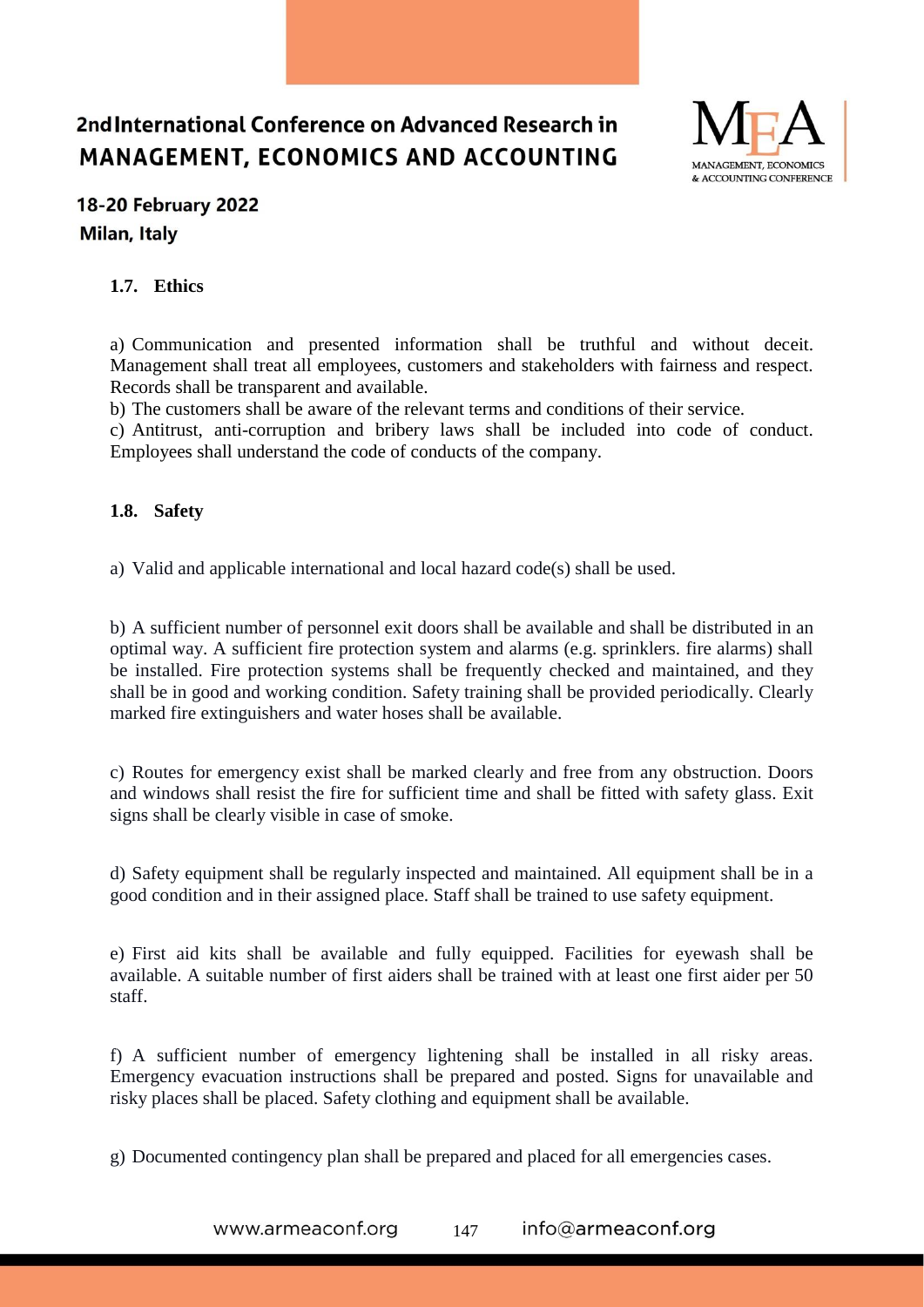### 1.7. Ethics

a) Communication and presented information shall be truthful and without deceit. Management shall treat all employees, customers and stakeholders with fairness and respect. Records shall be transparent and available.

b) The customers shall be aware of the relevant terms and conditions of their service.

c) Antitrust, anti-corruption and bribery laws shall be included into code of conduct. Employees shall understand the code of conducts of the company.

### 1.8. Safety

a) Valid and applicable international and local hazard code(s) shall be used.

b) A sufficient number of personnel exit doors shall be available and shall be distributed in an optimal way. A sufficient fire protection system and alarms (e.g. sprinklers. fire alarms) shall be installed. Fire protection systems shall be frequently checked and maintained, and they shall be in good and working condition. Safety training shall be provided periodically. Clearly marked fire extinguishers and water hoses shall be available.

c) Routes for emergency exist shall be marked clearly and free from any obstruction. Doors and windows shall resist the fire for sufficient time and shall be fitted with safety glass. Exit signs shall be clearly visible in case of smoke.

d) Safety equipment shall be regularly inspected and maintained. All equipment shall be in a good condition and in their assigned place. Staff shall be trained to use safety equipment.

e) First aid kits shall be available and fully equipped. Facilities for eyewash shall be available. A suitable number of first aiders shall be trained with at least one first aider per 50 staff.

f) A sufficient number of emergency lightening shall be installed in all risky areas. Emergency evacuation instructions shall be prepared and posted. Signs for unavailable and risky places shall be placed. Safety clothing and equipment shall be available.

g) Documented contingency plan shall be prepared and placed for all emergencies cases.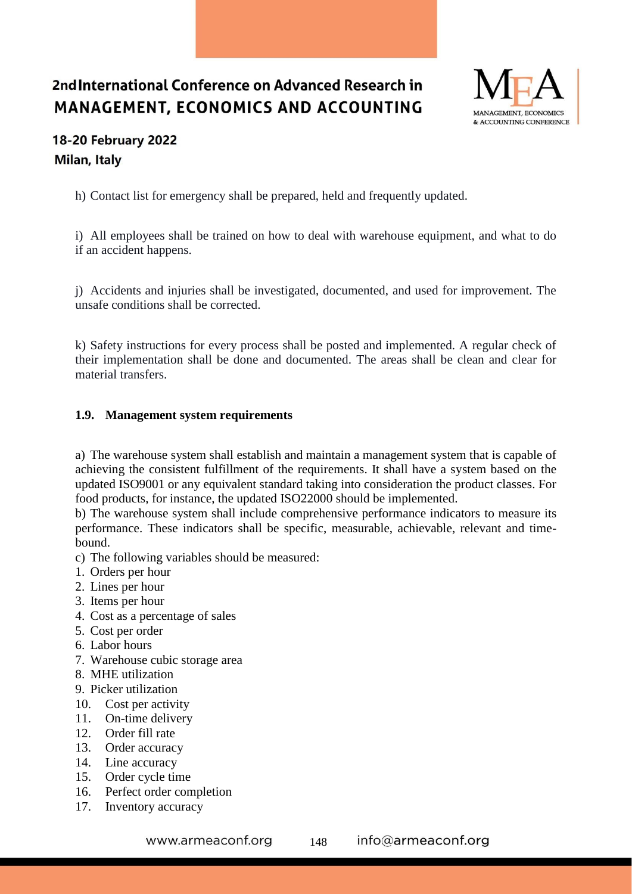h) Contact list for emergency shall be prepared, held and frequently updated.

i) All employees shall be trained on how to deal with warehouse equipment, and what to do if an accident happens.

j) Accidents and injuries shall be investigated, documented, and used for improvement. The unsafe conditions shall be corrected.

k) Safety instructions for every process shall be posted and implemented. A regular check of their implementation shall be done and documented. The areas shall be clean and clear for material transfers.

### 1.9. Management system requirements

a) The warehouse system shall establish and maintain a management system that is capable of achieving the consistent fulfillment of the requirements. It shall have a system based on the updated ISO9001 or any equivalent standard taking into consideration the product classes. For food products, for instance, the updated ISO22000 should be implemented.

b) The warehouse system shall include comprehensive performance indicators to measure its performance. These indicators shall be specific, measurable, achievable, relevant and time-bound.

c) The following variables should be measured:

1. Orders per hour
2. Lines per hour
3. Items per hour
4. Cost as a percentage of sales
5. Cost per order
6. Labor hours
7. Warehouse cubic storage area
8. MHE utilization
9. Picker utilization
10. Cost per activity
11. On-time delivery
12. Order fill rate
13. Order accuracy
14. Line accuracy
15. Order cycle time
16. Perfect order completion
17. Inventory accuracy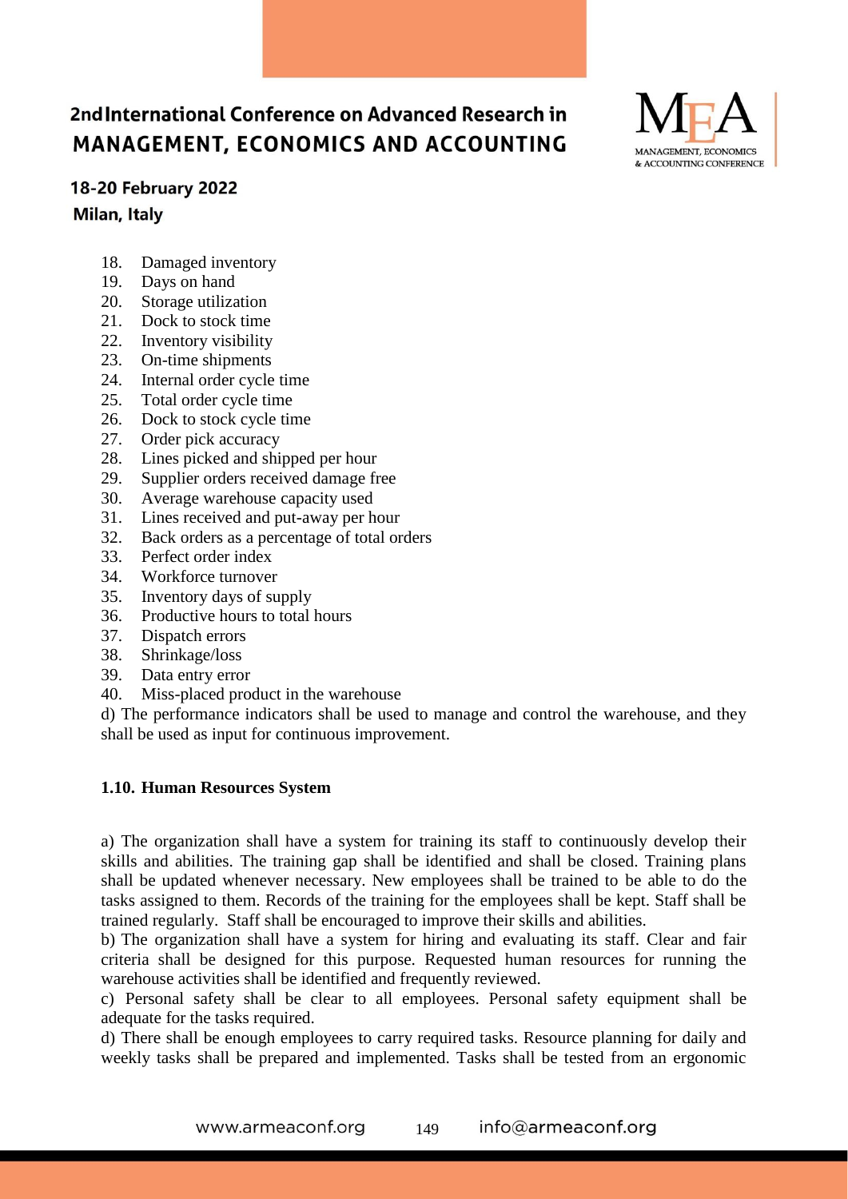18. Damaged inventory
19. Days on hand
20. Storage utilization
21. Dock to stock time
22. Inventory visibility
23. On-time shipments
24. Internal order cycle time
25. Total order cycle time
26. Dock to stock cycle time
27. Order pick accuracy
28. Lines picked and shipped per hour
29. Supplier orders received damage free
30. Average warehouse capacity used
31. Lines received and put-away per hour
32. Back orders as a percentage of total orders
33. Perfect order index
34. Workforce turnover
35. Inventory days of supply
36. Productive hours to total hours
37. Dispatch errors
38. Shrinkage/loss
39. Data entry error
40. Miss-placed product in the warehouse

d) The performance indicators shall be used to manage and control the warehouse, and they shall be used as input for continuous improvement.

### 1.10. Human Resources System

a) The organization shall have a system for training its staff to continuously develop their skills and abilities. The training gap shall be identified and shall be closed. Training plans shall be updated whenever necessary. New employees shall be trained to be able to do the tasks assigned to them. Records of the training for the employees shall be kept. Staff shall be trained regularly. Staff shall be encouraged to improve their skills and abilities.

b) The organization shall have a system for hiring and evaluating its staff. Clear and fair criteria shall be designed for this purpose. Requested human resources for running the warehouse activities shall be identified and frequently reviewed.

c) Personal safety shall be clear to all employees. Personal safety equipment shall be adequate for the tasks required.

d) There shall be enough employees to carry required tasks. Resource planning for daily and weekly tasks shall be prepared and implemented. Tasks shall be tested from an ergonomic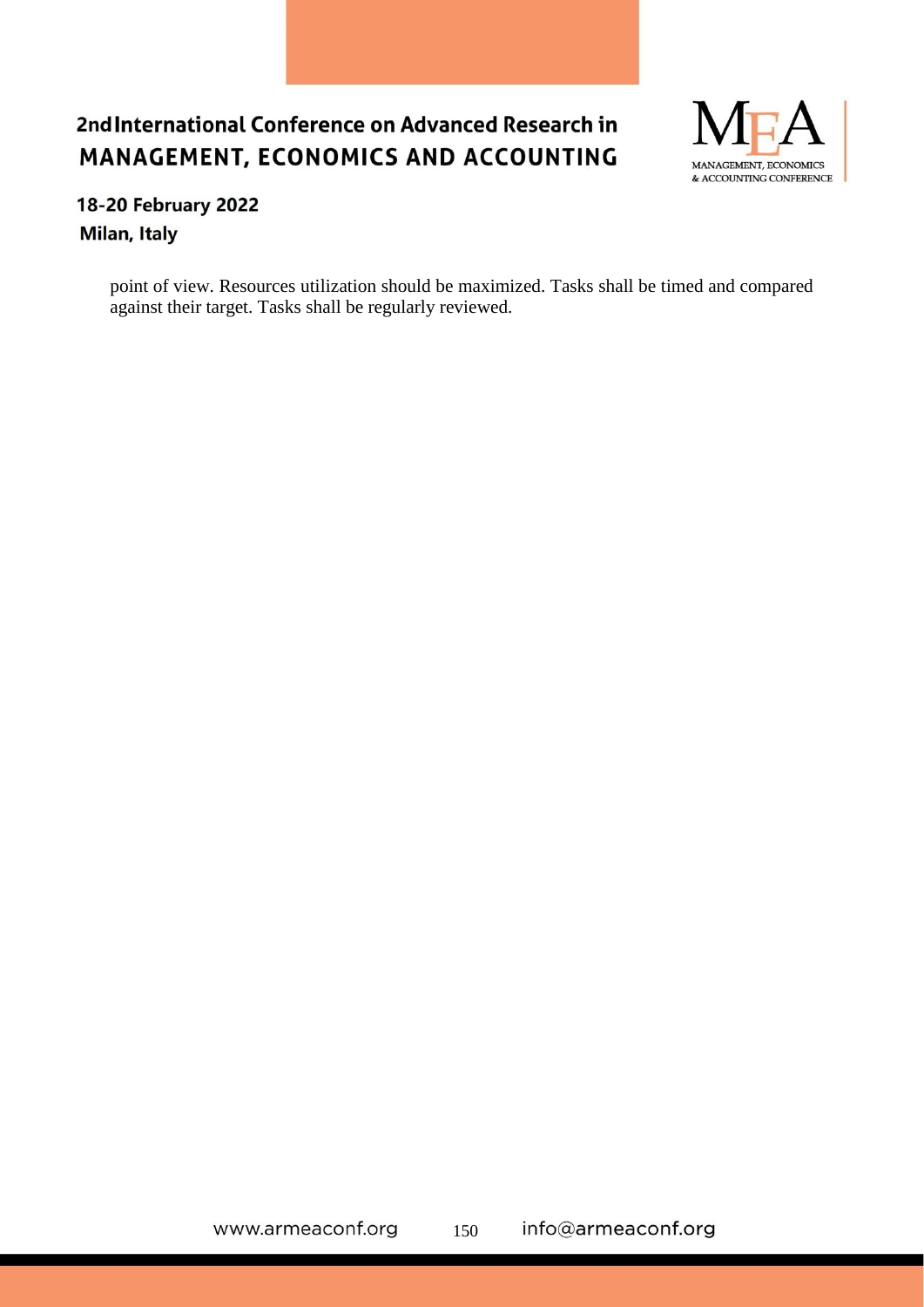point of view. Resources utilization should be maximized. Tasks shall be timed and compared against their target. Tasks shall be regularly reviewed.